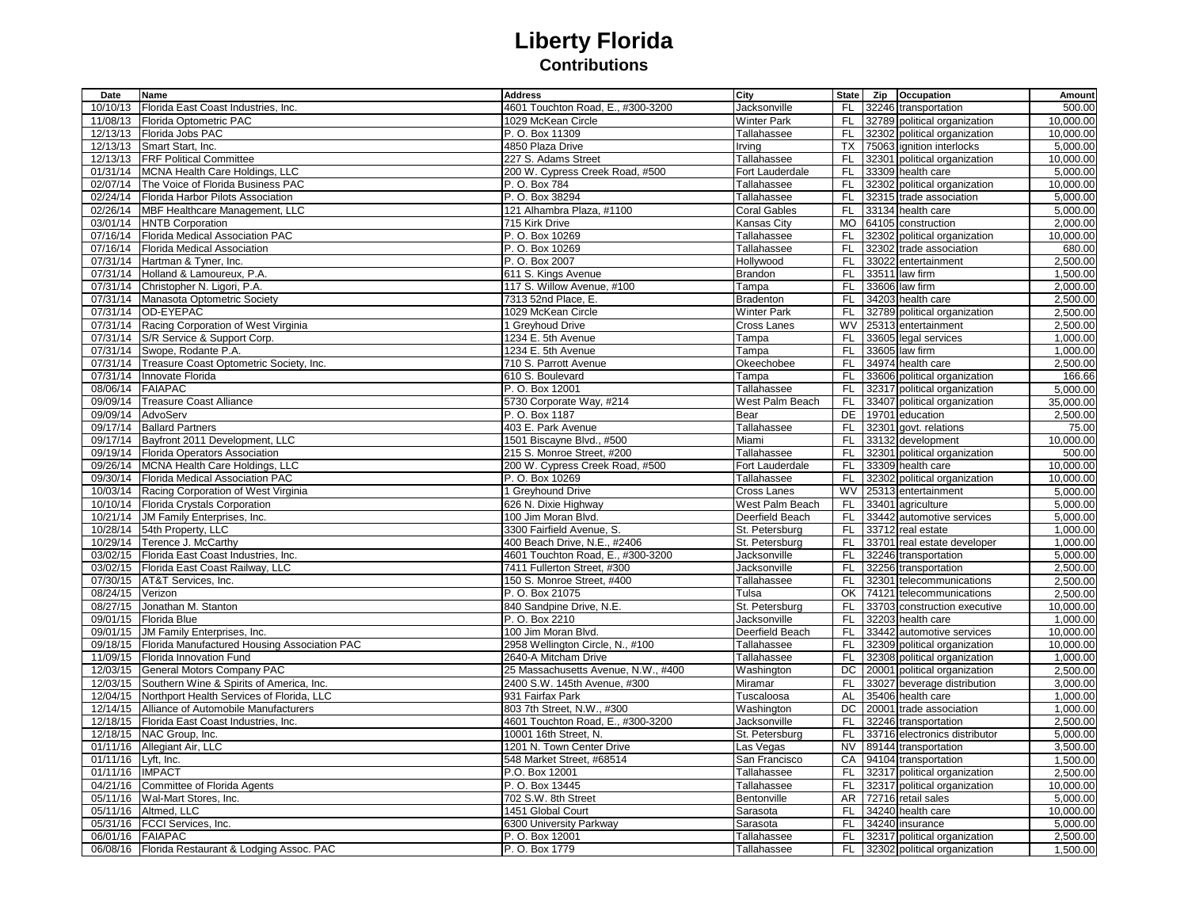# Liberty Florida

## Contributions

| Date | Name | Address | City | State | Zip | Occupation | Amount |
|---|---|---|---|---|---|---|---|
| 10/10/13 | Florida East Coast Industries, Inc. | 4601 Touchton Road, E., #300-3200 | Jacksonville | FL | 32246 | transportation | 500.00 |
| 11/08/13 | Florida Optometric PAC | 1029 McKean Circle | Winter Park | FL | 32789 | political organization | 10,000.00 |
| 12/13/13 | Florida Jobs PAC | P. O. Box 11309 | Tallahassee | FL | 32302 | political organization | 10,000.00 |
| 12/13/13 | Smart Start, Inc. | 4850 Plaza Drive | Irving | TX | 75063 | ignition interlocks | 5,000.00 |
| 12/13/13 | FRF Political Committee | 227 S. Adams Street | Tallahassee | FL | 32301 | political organization | 10,000.00 |
| 01/31/14 | MCNA Health Care Holdings, LLC | 200 W. Cypress Creek Road, #500 | Fort Lauderdale | FL | 33309 | health care | 5,000.00 |
| 02/07/14 | The Voice of Florida Business PAC | P. O. Box 784 | Tallahassee | FL | 32302 | political organization | 10,000.00 |
| 02/24/14 | Florida Harbor Pilots Association | P. O. Box 38294 | Tallahassee | FL | 32315 | trade association | 5,000.00 |
| 02/26/14 | MBF Healthcare Management, LLC | 121 Alhambra Plaza, #1100 | Coral Gables | FL | 33134 | health care | 5,000.00 |
| 03/01/14 | HNTB Corporation | 715 Kirk Drive | Kansas City | MO | 64105 | construction | 2,000.00 |
| 07/16/14 | Florida Medical Association PAC | P. O. Box 10269 | Tallahassee | FL | 32302 | political organization | 10,000.00 |
| 07/16/14 | Florida Medical Association | P. O. Box 10269 | Tallahassee | FL | 32302 | trade association | 680.00 |
| 07/31/14 | Hartman & Tyner, Inc. | P. O. Box 2007 | Hollywood | FL | 33022 | entertainment | 2,500.00 |
| 07/31/14 | Holland & Lamoureux, P.A. | 611 S. Kings Avenue | Brandon | FL | 33511 | law firm | 1,500.00 |
| 07/31/14 | Christopher N. Ligori, P.A. | 117 S. Willow Avenue, #100 | Tampa | FL | 33606 | law firm | 2,000.00 |
| 07/31/14 | Manasota Optometric Society | 7313 52nd Place, E. | Bradenton | FL | 34203 | health care | 2,500.00 |
| 07/31/14 | OD-EYEPAC | 1029 McKean Circle | Winter Park | FL | 32789 | political organization | 2,500.00 |
| 07/31/14 | Racing Corporation of West Virginia | 1 Greyhoud Drive | Cross Lanes | WV | 25313 | entertainment | 2,500.00 |
| 07/31/14 | S/R Service & Support Corp. | 1234 E. 5th Avenue | Tampa | FL | 33605 | legal services | 1,000.00 |
| 07/31/14 | Swope, Rodante P.A. | 1234 E. 5th Avenue | Tampa | FL | 33605 | law firm | 1,000.00 |
| 07/31/14 | Treasure Coast Optometric Society, Inc. | 710 S. Parrott Avenue | Okeechobee | FL | 34974 | health care | 2,500.00 |
| 07/31/14 | Innovate Florida | 610 S. Boulevard | Tampa | FL | 33606 | political organization | 166.66 |
| 08/06/14 | FAIAPAC | P. O. Box 12001 | Tallahassee | FL | 32317 | political organization | 5,000.00 |
| 09/09/14 | Treasure Coast Alliance | 5730 Corporate Way, #214 | West Palm Beach | FL | 33407 | political organization | 35,000.00 |
| 09/09/14 | AdvoServ | P. O. Box 1187 | Bear | DE | 19701 | education | 2,500.00 |
| 09/17/14 | Ballard Partners | 403 E. Park Avenue | Tallahassee | FL | 32301 | govt. relations | 75.00 |
| 09/17/14 | Bayfront 2011 Development, LLC | 1501 Biscayne Blvd., #500 | Miami | FL | 33132 | development | 10,000.00 |
| 09/19/14 | Florida Operators Association | 215 S. Monroe Street, #200 | Tallahassee | FL | 32301 | political organization | 500.00 |
| 09/26/14 | MCNA Health Care Holdings, LLC | 200 W. Cypress Creek Road, #500 | Fort Lauderdale | FL | 33309 | health care | 10,000.00 |
| 09/30/14 | Florida Medical Association PAC | P. O. Box 10269 | Tallahassee | FL | 32302 | political organization | 10,000.00 |
| 10/03/14 | Racing Corporation of West Virginia | 1 Greyhound Drive | Cross Lanes | WV | 25313 | entertainment | 5,000.00 |
| 10/10/14 | Florida Crystals Corporation | 626 N. Dixie Highway | West Palm Beach | FL | 33401 | agriculture | 5,000.00 |
| 10/21/14 | JM Family Enterprises, Inc. | 100 Jim Moran Blvd. | Deerfield Beach | FL | 33442 | automotive services | 5,000.00 |
| 10/28/14 | 54th Property, LLC | 3300 Fairfield Avenue, S. | St. Petersburg | FL | 33712 | real estate | 1,000.00 |
| 10/29/14 | Terence J. McCarthy | 400 Beach Drive, N.E., #2406 | St. Petersburg | FL | 33701 | real estate developer | 1,000.00 |
| 03/02/15 | Florida East Coast Industries, Inc. | 4601 Touchton Road, E., #300-3200 | Jacksonville | FL | 32246 | transportation | 5,000.00 |
| 03/02/15 | Florida East Coast Railway, LLC | 7411 Fullerton Street, #300 | Jacksonville | FL | 32256 | transportation | 2,500.00 |
| 07/30/15 | AT&T Services, Inc. | 150 S. Monroe Street, #400 | Tallahassee | FL | 32301 | telecommunications | 2,500.00 |
| 08/24/15 | Verizon | P. O. Box 21075 | Tulsa | OK | 74121 | telecommunications | 2,500.00 |
| 08/27/15 | Jonathan M. Stanton | 840 Sandpine Drive, N.E. | St. Petersburg | FL | 33703 | construction executive | 10,000.00 |
| 09/01/15 | Florida Blue | P. O. Box 2210 | Jacksonville | FL | 32203 | health care | 1,000.00 |
| 09/01/15 | JM Family Enterprises, Inc. | 100 Jim Moran Blvd. | Deerfield Beach | FL | 33442 | automotive services | 10,000.00 |
| 09/18/15 | Florida Manufactured Housing Association PAC | 2958 Wellington Circle, N., #100 | Tallahassee | FL | 32309 | political organization | 10,000.00 |
| 11/09/15 | Florida Innovation Fund | 2640-A Mitcham Drive | Tallahassee | FL | 32308 | political organization | 1,000.00 |
| 12/03/15 | General Motors Company PAC | 25 Massachusetts Avenue, N.W., #400 | Washington | DC | 20001 | political organization | 2,500.00 |
| 12/03/15 | Southern Wine & Spirits of America, Inc. | 2400 S.W. 145th Avenue, #300 | Miramar | FL | 33027 | beverage distribution | 3,000.00 |
| 12/04/15 | Northport Health Services of Florida, LLC | 931 Fairfax Park | Tuscaloosa | AL | 35406 | health care | 1,000.00 |
| 12/14/15 | Alliance of Automobile Manufacturers | 803 7th Street, N.W., #300 | Washington | DC | 20001 | trade association | 1,000.00 |
| 12/18/15 | Florida East Coast Industries, Inc. | 4601 Touchton Road, E., #300-3200 | Jacksonville | FL | 32246 | transportation | 2,500.00 |
| 12/18/15 | NAC Group, Inc. | 10001 16th Street, N. | St. Petersburg | FL | 33716 | electronics distributor | 5,000.00 |
| 01/11/16 | Allegiant Air, LLC | 1201 N. Town Center Drive | Las Vegas | NV | 89144 | transportation | 3,500.00 |
| 01/11/16 | Lyft, Inc. | 548 Market Street, #68514 | San Francisco | CA | 94104 | transportation | 1,500.00 |
| 01/11/16 | IMPACT | P.O. Box 12001 | Tallahassee | FL | 32317 | political organization | 2,500.00 |
| 04/21/16 | Committee of Florida Agents | P. O. Box 13445 | Tallahassee | FL | 32317 | political organization | 10,000.00 |
| 05/11/16 | Wal-Mart Stores, Inc. | 702 S.W. 8th Street | Bentonville | AR | 72716 | retail sales | 5,000.00 |
| 05/11/16 | Altmed, LLC | 1451 Global Court | Sarasota | FL | 34240 | health care | 10,000.00 |
| 05/31/16 | FCCI Services, Inc. | 6300 University Parkway | Sarasota | FL | 34240 | insurance | 5,000.00 |
| 06/01/16 | FAIAPAC | P. O. Box 12001 | Tallahassee | FL | 32317 | political organization | 2,500.00 |
| 06/08/16 | Florida Restaurant & Lodging Assoc. PAC | P. O. Box 1779 | Tallahassee | FL | 32302 | political organization | 1,500.00 |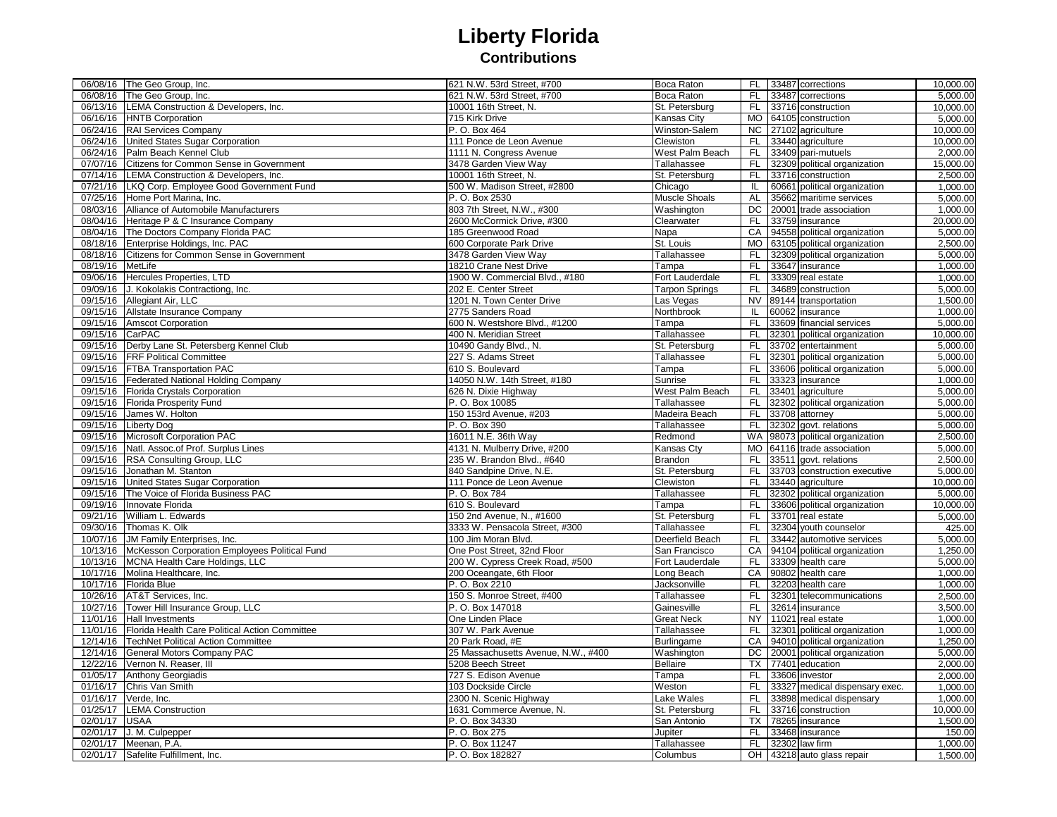# Liberty Florida

## Contributions

| | | | | | | | |
|---|---|---|---|---|---|---|---|
| 06/08/16 | The Geo Group, Inc. | 621 N.W. 53rd Street, #700 | Boca Raton | FL | 33487 | corrections | 10,000.00 |
| 06/08/16 | The Geo Group, Inc. | 621 N.W. 53rd Street, #700 | Boca Raton | FL | 33487 | corrections | 5,000.00 |
| 06/13/16 | LEMA Construction & Developers, Inc. | 10001 16th Street, N. | St. Petersburg | FL | 33716 | construction | 10,000.00 |
| 06/16/16 | HNTB Corporation | 715 Kirk Drive | Kansas City | MO | 64105 | construction | 5,000.00 |
| 06/24/16 | RAI Services Company | P. O. Box 464 | Winston-Salem | NC | 27102 | agriculture | 10,000.00 |
| 06/24/16 | United States Sugar Corporation | 111 Ponce de Leon Avenue | Clewiston | FL | 33440 | agriculture | 10,000.00 |
| 06/24/16 | Palm Beach Kennel Club | 1111 N. Congress Avenue | West Palm Beach | FL | 33409 | pari-mutuels | 2,000.00 |
| 07/07/16 | Citizens for Common Sense in Government | 3478 Garden View Way | Tallahassee | FL | 32309 | political organization | 15,000.00 |
| 07/14/16 | LEMA Construction & Developers, Inc. | 10001 16th Street, N. | St. Petersburg | FL | 33716 | construction | 2,500.00 |
| 07/21/16 | LKQ Corp. Employee Good Government Fund | 500 W. Madison Street, #2800 | Chicago | IL | 60661 | political organization | 1,000.00 |
| 07/25/16 | Home Port Marina, Inc. | P. O. Box 2530 | Muscle Shoals | AL | 35662 | maritime services | 5,000.00 |
| 08/03/16 | Alliance of Automobile Manufacturers | 803 7th Street, N.W., #300 | Washington | DC | 20001 | trade association | 1,000.00 |
| 08/04/16 | Heritage P & C Insurance Company | 2600 McCormick Drive, #300 | Clearwater | FL | 33759 | insurance | 20,000.00 |
| 08/04/16 | The Doctors Company Florida PAC | 185 Greenwood Road | Napa | CA | 94558 | political organization | 5,000.00 |
| 08/18/16 | Enterprise Holdings, Inc. PAC | 600 Corporate Park Drive | St. Louis | MO | 63105 | political organization | 2,500.00 |
| 08/18/16 | Citizens for Common Sense in Government | 3478 Garden View Way | Tallahassee | FL | 32309 | political organization | 5,000.00 |
| 08/19/16 | MetLife | 18210 Crane Nest Drive | Tampa | FL | 33647 | insurance | 1,000.00 |
| 09/06/16 | Hercules Properties, LTD | 1900 W. Commercial Blvd., #180 | Fort Lauderdale | FL | 33309 | real estate | 1,000.00 |
| 09/09/16 | J. Kokolakis Contractiong, Inc. | 202 E. Center Street | Tarpon Springs | FL | 34689 | construction | 5,000.00 |
| 09/15/16 | Allegiant Air, LLC | 1201 N. Town Center Drive | Las Vegas | NV | 89144 | transportation | 1,500.00 |
| 09/15/16 | Allstate Insurance Company | 2775 Sanders Road | Northbrook | IL | 60062 | insurance | 1,000.00 |
| 09/15/16 | Amscot Corporation | 600 N. Westshore Blvd., #1200 | Tampa | FL | 33609 | financial services | 5,000.00 |
| 09/15/16 | CarPAC | 400 N. Meridian Street | Tallahassee | FL | 32301 | political organization | 10,000.00 |
| 09/15/16 | Derby Lane St. Petersberg Kennel Club | 10490 Gandy Blvd., N. | St. Petersburg | FL | 33702 | entertainment | 5,000.00 |
| 09/15/16 | FRF Political Committee | 227 S. Adams Street | Tallahassee | FL | 32301 | political organization | 5,000.00 |
| 09/15/16 | FTBA Transportation PAC | 610 S. Boulevard | Tampa | FL | 33606 | political organization | 5,000.00 |
| 09/15/16 | Federated National Holding Company | 14050 N.W. 14th Street, #180 | Sunrise | FL | 33323 | insurance | 1,000.00 |
| 09/15/16 | Florida Crystals Corporation | 626 N. Dixie Highway | West Palm Beach | FL | 33401 | agriculture | 5,000.00 |
| 09/15/16 | Florida Prosperity Fund | P. O. Box 10085 | Tallahassee | FL | 32302 | political organization | 5,000.00 |
| 09/15/16 | James W. Holton | 150 153rd Avenue, #203 | Madeira Beach | FL | 33708 | attorney | 5,000.00 |
| 09/15/16 | Liberty Dog | P. O. Box 390 | Tallahassee | FL | 32302 | govt. relations | 5,000.00 |
| 09/15/16 | Microsoft Corporation PAC | 16011 N.E. 36th Way | Redmond | WA | 98073 | political organization | 2,500.00 |
| 09/15/16 | Natl. Assoc.of Prof. Surplus Lines | 4131 N. Mulberry Drive, #200 | Kansas Cty | MO | 64116 | trade association | 5,000.00 |
| 09/15/16 | RSA Consulting Group, LLC | 235 W. Brandon Blvd., #640 | Brandon | FL | 33511 | govt. relations | 2,500.00 |
| 09/15/16 | Jonathan M. Stanton | 840 Sandpine Drive, N.E. | St. Petersburg | FL | 33703 | construction executive | 5,000.00 |
| 09/15/16 | United States Sugar Corporation | 111 Ponce de Leon Avenue | Clewiston | FL | 33440 | agriculture | 10,000.00 |
| 09/15/16 | The Voice of Florida Business PAC | P. O. Box 784 | Tallahassee | FL | 32302 | political organization | 5,000.00 |
| 09/19/16 | Innovate Florida | 610 S. Boulevard | Tampa | FL | 33606 | political organization | 10,000.00 |
| 09/21/16 | William L. Edwards | 150 2nd Avenue, N., #1600 | St. Petersburg | FL | 33701 | real estate | 5,000.00 |
| 09/30/16 | Thomas K. Olk | 3333 W. Pensacola Street, #300 | Tallahassee | FL | 32304 | youth counselor | 425.00 |
| 10/07/16 | JM Family Enterprises, Inc. | 100 Jim Moran Blvd. | Deerfield Beach | FL | 33442 | automotive services | 5,000.00 |
| 10/13/16 | McKesson Corporation Employees Political Fund | One Post Street, 32nd Floor | San Francisco | CA | 94104 | political organization | 1,250.00 |
| 10/13/16 | MCNA Health Care Holdings, LLC | 200 W. Cypress Creek Road, #500 | Fort Lauderdale | FL | 33309 | health care | 5,000.00 |
| 10/17/16 | Molina Healthcare, Inc. | 200 Oceangate, 6th Floor | Long Beach | CA | 90802 | health care | 1,000.00 |
| 10/17/16 | Florida Blue | P. O. Box 2210 | Jacksonville | FL | 32203 | health care | 1,000.00 |
| 10/26/16 | AT&T Services, Inc. | 150 S. Monroe Street, #400 | Tallahassee | FL | 32301 | telecommunications | 2,500.00 |
| 10/27/16 | Tower Hill Insurance Group, LLC | P. O. Box 147018 | Gainesville | FL | 32614 | insurance | 3,500.00 |
| 11/01/16 | Hall Investments | One Linden Place | Great Neck | NY | 11021 | real estate | 1,000.00 |
| 11/01/16 | Florida Health Care Political Action Committee | 307 W. Park Avenue | Tallahassee | FL | 32301 | political organization | 1,000.00 |
| 12/14/16 | TechNet Political Action Committee | 20 Park Road, #E | Burlingame | CA | 94010 | political organization | 1,250.00 |
| 12/14/16 | General Motors Company PAC | 25 Massachusetts Avenue, N.W., #400 | Washington | DC | 20001 | political organization | 5,000.00 |
| 12/22/16 | Vernon N. Reaser, III | 5208 Beech Street | Bellaire | TX | 77401 | education | 2,000.00 |
| 01/05/17 | Anthony Georgiadis | 727 S. Edison Avenue | Tampa | FL | 33606 | investor | 2,000.00 |
| 01/16/17 | Chris Van Smith | 103 Dockside Circle | Weston | FL | 33327 | medical dispensary exec. | 1,000.00 |
| 01/16/17 | Verde, Inc. | 2300 N. Scenic Highway | Lake Wales | FL | 33898 | medical dispensary | 1,000.00 |
| 01/25/17 | LEMA Construction | 1631 Commerce Avenue, N. | St. Petersburg | FL | 33716 | construction | 10,000.00 |
| 02/01/17 | USAA | P. O. Box 34330 | San Antonio | TX | 78265 | insurance | 1,500.00 |
| 02/01/17 | J. M. Culpepper | P. O. Box 275 | Jupiter | FL | 33468 | insurance | 150.00 |
| 02/01/17 | Meenan, P.A. | P. O. Box 11247 | Tallahassee | FL | 32302 | law firm | 1,000.00 |
| 02/01/17 | Safelite Fulfillment, Inc. | P. O. Box 182827 | Columbus | OH | 43218 | auto glass repair | 1,500.00 |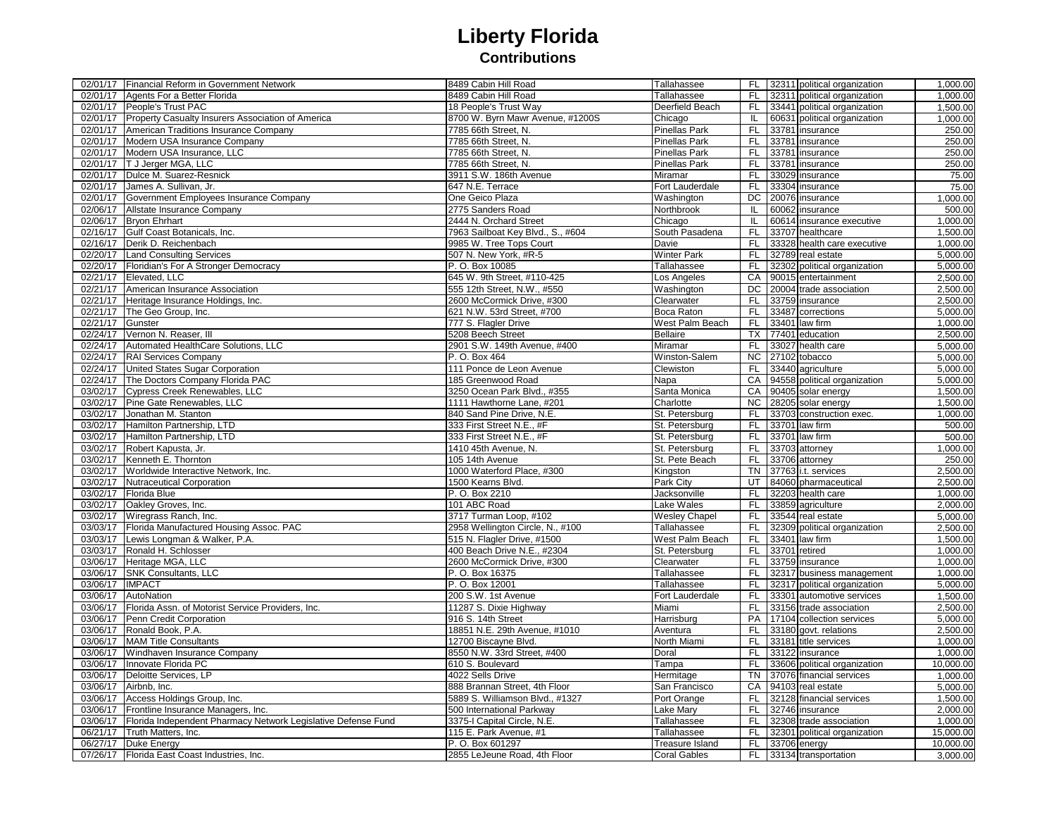# Liberty Florida

## Contributions

| | | | | | | | |
|---|---|---|---|---|---|---|---|
| 02/01/17 | Financial Reform in Government Network | 8489 Cabin Hill Road | Tallahassee | FL | 32311 | political organization | 1,000.00 |
| 02/01/17 | Agents For a Better Florida | 8489 Cabin Hill Road | Tallahassee | FL | 32311 | political organization | 1,000.00 |
| 02/01/17 | People's Trust PAC | 18 People's Trust Way | Deerfield Beach | FL | 33441 | political organization | 1,500.00 |
| 02/01/17 | Property Casualty Insurers Association of America | 8700 W. Byrn Mawr Avenue, #1200S | Chicago | IL | 60631 | political organization | 1,000.00 |
| 02/01/17 | American Traditions Insurance Company | 7785 66th Street, N. | Pinellas Park | FL | 33781 | insurance | 250.00 |
| 02/01/17 | Modern USA Insurance Company | 7785 66th Street, N. | Pinellas Park | FL | 33781 | insurance | 250.00 |
| 02/01/17 | Modern USA Insurance, LLC | 7785 66th Street, N. | Pinellas Park | FL | 33781 | insurance | 250.00 |
| 02/01/17 | T J Jerger MGA, LLC | 7785 66th Street, N. | Pinellas Park | FL | 33781 | insurance | 250.00 |
| 02/01/17 | Dulce M. Suarez-Resnick | 3911 S.W. 186th Avenue | Miramar | FL | 33029 | insurance | 75.00 |
| 02/01/17 | James A. Sullivan, Jr. | 647 N.E. Terrace | Fort Lauderdale | FL | 33304 | insurance | 75.00 |
| 02/01/17 | Government Employees Insurance Company | One Geico Plaza | Washington | DC | 20076 | insurance | 1,000.00 |
| 02/06/17 | Allstate Insurance Company | 2775 Sanders Road | Northbrook | IL | 60062 | insurance | 500.00 |
| 02/06/17 | Bryon Ehrhart | 2444 N. Orchard Street | Chicago | IL | 60614 | insurance executive | 1,000.00 |
| 02/16/17 | Gulf Coast Botanicals, Inc. | 7963 Sailboat Key Blvd., S., #604 | South Pasadena | FL | 33707 | healthcare | 1,500.00 |
| 02/16/17 | Derik D. Reichenbach | 9985 W. Tree Tops Court | Davie | FL | 33328 | health care executive | 1,000.00 |
| 02/20/17 | Land Consulting Services | 507 N. New York, #R-5 | Winter Park | FL | 32789 | real estate | 5,000.00 |
| 02/20/17 | Floridian's For A Stronger Democracy | P. O. Box 10085 | Tallahassee | FL | 32302 | political organization | 5,000.00 |
| 02/21/17 | Elevated, LLC | 645 W. 9th Street, #110-425 | Los Angeles | CA | 90015 | entertainment | 2,500.00 |
| 02/21/17 | American Insurance Association | 555 12th Street, N.W., #550 | Washington | DC | 20004 | trade association | 2,500.00 |
| 02/21/17 | Heritage Insurance Holdings, Inc. | 2600 McCormick Drive, #300 | Clearwater | FL | 33759 | insurance | 2,500.00 |
| 02/21/17 | The Geo Group, Inc. | 621 N.W. 53rd Street, #700 | Boca Raton | FL | 33487 | corrections | 5,000.00 |
| 02/21/17 | Gunster | 777 S. Flagler Drive | West Palm Beach | FL | 33401 | law firm | 1,000.00 |
| 02/24/17 | Vernon N. Reaser, III | 5208 Beech Street | Bellaire | TX | 77401 | education | 2,500.00 |
| 02/24/17 | Automated HealthCare Solutions, LLC | 2901 S.W. 149th Avenue, #400 | Miramar | FL | 33027 | health care | 5,000.00 |
| 02/24/17 | RAI Services Company | P. O. Box 464 | Winston-Salem | NC | 27102 | tobacco | 5,000.00 |
| 02/24/17 | United States Sugar Corporation | 111 Ponce de Leon Avenue | Clewiston | FL | 33440 | agriculture | 5,000.00 |
| 02/24/17 | The Doctors Company Florida PAC | 185 Greenwood Road | Napa | CA | 94558 | political organization | 5,000.00 |
| 03/02/17 | Cypress Creek Renewables, LLC | 3250 Ocean Park Blvd., #355 | Santa Monica | CA | 90405 | solar energy | 1,500.00 |
| 03/02/17 | Pine Gate Renewables, LLC | 1111 Hawthorne Lane, #201 | Charlotte | NC | 28205 | solar energy | 1,500.00 |
| 03/02/17 | Jonathan M. Stanton | 840 Sand Pine Drive, N.E. | St. Petersburg | FL | 33703 | construction exec. | 1,000.00 |
| 03/02/17 | Hamilton Partnership, LTD | 333 First Street N.E., #F | St. Petersburg | FL | 33701 | law firm | 500.00 |
| 03/02/17 | Hamilton Partnership, LTD | 333 First Street N.E., #F | St. Petersburg | FL | 33701 | law firm | 500.00 |
| 03/02/17 | Robert Kapusta, Jr. | 1410 45th Avenue, N. | St. Petersburg | FL | 33703 | attorney | 1,000.00 |
| 03/02/17 | Kenneth E. Thornton | 105 14th Avenue | St. Pete Beach | FL | 33706 | attorney | 250.00 |
| 03/02/17 | Worldwide Interactive Network, Inc. | 1000 Waterford Place, #300 | Kingston | TN | 37763 | i.t. services | 2,500.00 |
| 03/02/17 | Nutraceutical Corporation | 1500 Kearns Blvd. | Park City | UT | 84060 | pharmaceutical | 2,500.00 |
| 03/02/17 | Florida Blue | P. O. Box 2210 | Jacksonville | FL | 32203 | health care | 1,000.00 |
| 03/02/17 | Oakley Groves, Inc. | 101 ABC Road | Lake Wales | FL | 33859 | agriculture | 2,000.00 |
| 03/02/17 | Wiregrass Ranch, Inc. | 3717 Turman Loop, #102 | Wesley Chapel | FL | 33544 | real estate | 5,000.00 |
| 03/03/17 | Florida Manufactured Housing Assoc. PAC | 2958 Wellington Circle, N., #100 | Tallahassee | FL | 32309 | political organization | 2,500.00 |
| 03/03/17 | Lewis Longman & Walker, P.A. | 515 N. Flagler Drive, #1500 | West Palm Beach | FL | 33401 | law firm | 1,500.00 |
| 03/03/17 | Ronald H. Schlosser | 400 Beach Drive N.E., #2304 | St. Petersburg | FL | 33701 | retired | 1,000.00 |
| 03/06/17 | Heritage MGA, LLC | 2600 McCormick Drive, #300 | Clearwater | FL | 33759 | insurance | 1,000.00 |
| 03/06/17 | SNK Consultants, LLC | P. O. Box 16375 | Tallahassee | FL | 32317 | business management | 1,000.00 |
| 03/06/17 | IMPACT | P. O. Box 12001 | Tallahassee | FL | 32317 | political organization | 5,000.00 |
| 03/06/17 | AutoNation | 200 S.W. 1st Avenue | Fort Lauderdale | FL | 33301 | automotive services | 1,500.00 |
| 03/06/17 | Florida Assn. of Motorist Service Providers, Inc. | 11287 S. Dixie Highway | Miami | FL | 33156 | trade association | 2,500.00 |
| 03/06/17 | Penn Credit Corporation | 916 S. 14th Street | Harrisburg | PA | 17104 | collection services | 5,000.00 |
| 03/06/17 | Ronald Book, P.A. | 18851 N.E. 29th Avenue, #1010 | Aventura | FL | 33180 | govt. relations | 2,500.00 |
| 03/06/17 | MAM Title Consultants | 12700 Biscayne Blvd. | North Miami | FL | 33181 | title services | 1,000.00 |
| 03/06/17 | Windhaven Insurance Company | 8550 N.W. 33rd Street, #400 | Doral | FL | 33122 | insurance | 1,000.00 |
| 03/06/17 | Innovate Florida PC | 610 S. Boulevard | Tampa | FL | 33606 | political organization | 10,000.00 |
| 03/06/17 | Deloitte Services, LP | 4022 Sells Drive | Hermitage | TN | 37076 | financial services | 1,000.00 |
| 03/06/17 | Airbnb, Inc. | 888 Brannan Street, 4th Floor | San Francisco | CA | 94103 | real estate | 5,000.00 |
| 03/06/17 | Access Holdings Group, Inc. | 5889 S. Williamson Blvd., #1327 | Port Orange | FL | 32128 | financial services | 1,500.00 |
| 03/06/17 | Frontline Insurance Managers, Inc. | 500 International Parkway | Lake Mary | FL | 32746 | insurance | 2,000.00 |
| 03/06/17 | Florida Independent Pharmacy Network Legislative Defense Fund | 3375-I Capital Circle, N.E. | Tallahassee | FL | 32308 | trade association | 1,000.00 |
| 06/21/17 | Truth Matters, Inc. | 115 E. Park Avenue, #1 | Tallahassee | FL | 32301 | political organization | 15,000.00 |
| 06/27/17 | Duke Energy | P. O. Box 601297 | Treasure Island | FL | 33706 | energy | 10,000.00 |
| 07/26/17 | Florida East Coast Industries, Inc. | 2855 LeJeune Road, 4th Floor | Coral Gables | FL | 33134 | transportation | 3,000.00 |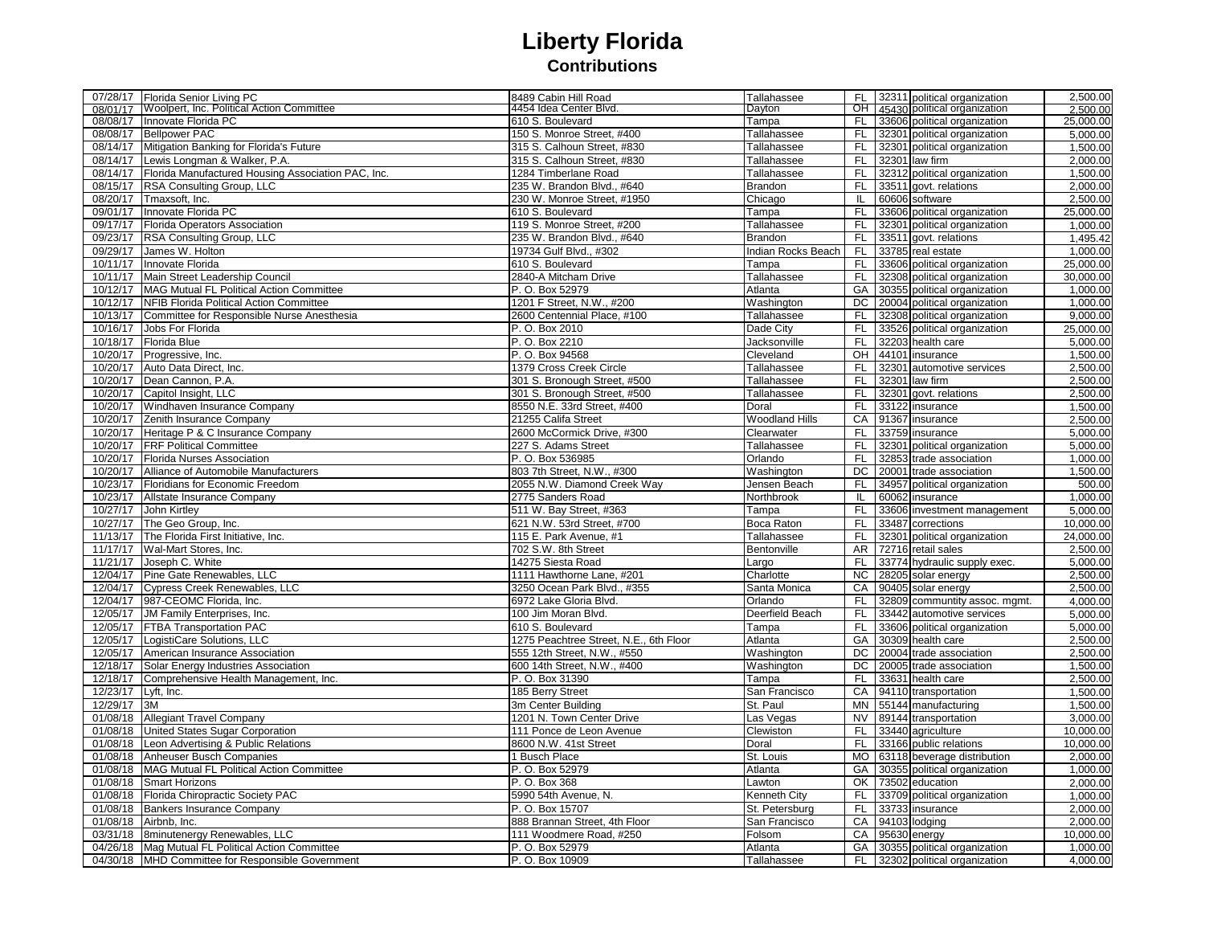# Liberty Florida

## Contributions

| | | | | | | | |
|---|---|---|---|---|---|---|---|
| 07/28/17 | Florida Senior Living PC | 8489 Cabin Hill Road | Tallahassee | FL | 32311 | political organization | 2,500.00 |
| 08/01/17 | Woolpert, Inc. Political Action Committee | 4454 Idea Center Blvd. | Dayton | OH | 45430 | political organization | 2,500.00 |
| 08/08/17 | Innovate Florida PC | 610 S. Boulevard | Tampa | FL | 33606 | political organization | 25,000.00 |
| 08/08/17 | Bellpower PAC | 150 S. Monroe Street, #400 | Tallahassee | FL | 32301 | political organization | 5,000.00 |
| 08/14/17 | Mitigation Banking for Florida's Future | 315 S. Calhoun Street, #830 | Tallahassee | FL | 32301 | political organization | 1,500.00 |
| 08/14/17 | Lewis Longman & Walker, P.A. | 315 S. Calhoun Street, #830 | Tallahassee | FL | 32301 | law firm | 2,000.00 |
| 08/14/17 | Florida Manufactured Housing Association PAC, Inc. | 1284 Timberlane Road | Tallahassee | FL | 32312 | political organization | 1,500.00 |
| 08/15/17 | RSA Consulting Group, LLC | 235 W. Brandon Blvd., #640 | Brandon | FL | 33511 | govt. relations | 2,000.00 |
| 08/20/17 | Tmaxsoft, Inc. | 230 W. Monroe Street, #1950 | Chicago | IL | 60606 | software | 2,500.00 |
| 09/01/17 | Innovate Florida PC | 610 S. Boulevard | Tampa | FL | 33606 | political organization | 25,000.00 |
| 09/17/17 | Florida Operators Association | 119 S. Monroe Street, #200 | Tallahassee | FL | 32301 | political organization | 1,000.00 |
| 09/23/17 | RSA Consulting Group, LLC | 235 W. Brandon Blvd., #640 | Brandon | FL | 33511 | govt. relations | 1,495.42 |
| 09/29/17 | James W. Holton | 19734 Gulf Blvd., #302 | Indian Rocks Beach | FL | 33785 | real estate | 1,000.00 |
| 10/11/17 | Innovate Florida | 610 S. Boulevard | Tampa | FL | 33606 | political organization | 25,000.00 |
| 10/11/17 | Main Street Leadership Council | 2840-A Mitcham Drive | Tallahassee | FL | 32308 | political organization | 30,000.00 |
| 10/12/17 | MAG Mutual FL Political Action Committee | P. O. Box 52979 | Atlanta | GA | 30355 | political organization | 1,000.00 |
| 10/12/17 | NFIB Florida Political Action Committee | 1201 F Street, N.W., #200 | Washington | DC | 20004 | political organization | 1,000.00 |
| 10/13/17 | Committee for Responsible Nurse Anesthesia | 2600 Centennial Place, #100 | Tallahassee | FL | 32308 | political organization | 9,000.00 |
| 10/16/17 | Jobs For Florida | P. O. Box 2010 | Dade City | FL | 33526 | political organization | 25,000.00 |
| 10/18/17 | Florida Blue | P. O. Box 2210 | Jacksonville | FL | 32203 | health care | 5,000.00 |
| 10/20/17 | Progressive, Inc. | P. O. Box 94568 | Cleveland | OH | 44101 | insurance | 1,500.00 |
| 10/20/17 | Auto Data Direct, Inc. | 1379 Cross Creek Circle | Tallahassee | FL | 32301 | automotive services | 2,500.00 |
| 10/20/17 | Dean Cannon, P.A. | 301 S. Bronough Street, #500 | Tallahassee | FL | 32301 | law firm | 2,500.00 |
| 10/20/17 | Capitol Insight, LLC | 301 S. Bronough Street, #500 | Tallahassee | FL | 32301 | govt. relations | 2,500.00 |
| 10/20/17 | Windhaven Insurance Company | 8550 N.E. 33rd Street, #400 | Doral | FL | 33122 | insurance | 1,500.00 |
| 10/20/17 | Zenith Insurance Company | 21255 Califa Street | Woodland Hills | CA | 91367 | insurance | 2,500.00 |
| 10/20/17 | Heritage P & C Insurance Company | 2600 McCormick Drive, #300 | Clearwater | FL | 33759 | insurance | 5,000.00 |
| 10/20/17 | FRF Political Committee | 227 S. Adams Street | Tallahassee | FL | 32301 | political organization | 5,000.00 |
| 10/20/17 | Florida Nurses Association | P. O. Box 536985 | Orlando | FL | 32853 | trade association | 1,000.00 |
| 10/20/17 | Alliance of Automobile Manufacturers | 803 7th Street, N.W., #300 | Washington | DC | 20001 | trade association | 1,500.00 |
| 10/23/17 | Floridians for Economic Freedom | 2055 N.W. Diamond Creek Way | Jensen Beach | FL | 34957 | political organization | 500.00 |
| 10/23/17 | Allstate Insurance Company | 2775 Sanders Road | Northbrook | IL | 60062 | insurance | 1,000.00 |
| 10/27/17 | John Kirtley | 511 W. Bay Street, #363 | Tampa | FL | 33606 | investment management | 5,000.00 |
| 10/27/17 | The Geo Group, Inc. | 621 N.W. 53rd Street, #700 | Boca Raton | FL | 33487 | corrections | 10,000.00 |
| 11/13/17 | The Florida First Initiative, Inc. | 115 E. Park Avenue, #1 | Tallahassee | FL | 32301 | political organization | 24,000.00 |
| 11/17/17 | Wal-Mart Stores, Inc. | 702 S.W. 8th Street | Bentonville | AR | 72716 | retail sales | 2,500.00 |
| 11/21/17 | Joseph C. White | 14275 Siesta Road | Largo | FL | 33774 | hydraulic supply exec. | 5,000.00 |
| 12/04/17 | Pine Gate Renewables, LLC | 1111 Hawthorne Lane, #201 | Charlotte | NC | 28205 | solar energy | 2,500.00 |
| 12/04/17 | Cypress Creek Renewables, LLC | 3250 Ocean Park Blvd., #355 | Santa Monica | CA | 90405 | solar energy | 2,500.00 |
| 12/04/17 | 987-CEOMC Florida, Inc. | 6972 Lake Gloria Blvd. | Orlando | FL | 32809 | communtity assoc. mgmt. | 4,000.00 |
| 12/05/17 | JM Family Enterprises, Inc. | 100 Jim Moran Blvd. | Deerfield Beach | FL | 33442 | automotive services | 5,000.00 |
| 12/05/17 | FTBA Transportation PAC | 610 S. Boulevard | Tampa | FL | 33606 | political organization | 5,000.00 |
| 12/05/17 | LogistiCare Solutions, LLC | 1275 Peachtree Street, N.E., 6th Floor | Atlanta | GA | 30309 | health care | 2,500.00 |
| 12/05/17 | American Insurance Association | 555 12th Street, N.W., #550 | Washington | DC | 20004 | trade association | 2,500.00 |
| 12/18/17 | Solar Energy Industries Association | 600 14th Street, N.W., #400 | Washington | DC | 20005 | trade association | 1,500.00 |
| 12/18/17 | Comprehensive Health Management, Inc. | P. O. Box 31390 | Tampa | FL | 33631 | health care | 2,500.00 |
| 12/23/17 | Lyft, Inc. | 185 Berry Street | San Francisco | CA | 94110 | transportation | 1,500.00 |
| 12/29/17 | 3M | 3m Center Building | St. Paul | MN | 55144 | manufacturing | 1,500.00 |
| 01/08/18 | Allegiant Travel Company | 1201 N. Town Center Drive | Las Vegas | NV | 89144 | transportation | 3,000.00 |
| 01/08/18 | United States Sugar Corporation | 111 Ponce de Leon Avenue | Clewiston | FL | 33440 | agriculture | 10,000.00 |
| 01/08/18 | Leon Advertising & Public Relations | 8600 N.W. 41st Street | Doral | FL | 33166 | public relations | 10,000.00 |
| 01/08/18 | Anheuser Busch Companies | 1 Busch Place | St. Louis | MO | 63118 | beverage distribution | 2,000.00 |
| 01/08/18 | MAG Mutual FL Political Action Committee | P. O. Box 52979 | Atlanta | GA | 30355 | political organization | 1,000.00 |
| 01/08/18 | Smart Horizons | P. O. Box 368 | Lawton | OK | 73502 | education | 2,000.00 |
| 01/08/18 | Florida Chiropractic Society PAC | 5990 54th Avenue, N. | Kenneth City | FL | 33709 | political organization | 1,000.00 |
| 01/08/18 | Bankers Insurance Company | P. O. Box 15707 | St. Petersburg | FL | 33733 | insurance | 2,000.00 |
| 01/08/18 | Airbnb, Inc. | 888 Brannan Street, 4th Floor | San Francisco | CA | 94103 | lodging | 2,000.00 |
| 03/31/18 | 8minutenergy Renewables, LLC | 111 Woodmere Road, #250 | Folsom | CA | 95630 | energy | 10,000.00 |
| 04/26/18 | Mag Mutual FL Political Action Committee | P. O. Box 52979 | Atlanta | GA | 30355 | political organization | 1,000.00 |
| 04/30/18 | MHD Committee for Responsible Government | P. O. Box 10909 | Tallahassee | FL | 32302 | political organization | 4,000.00 |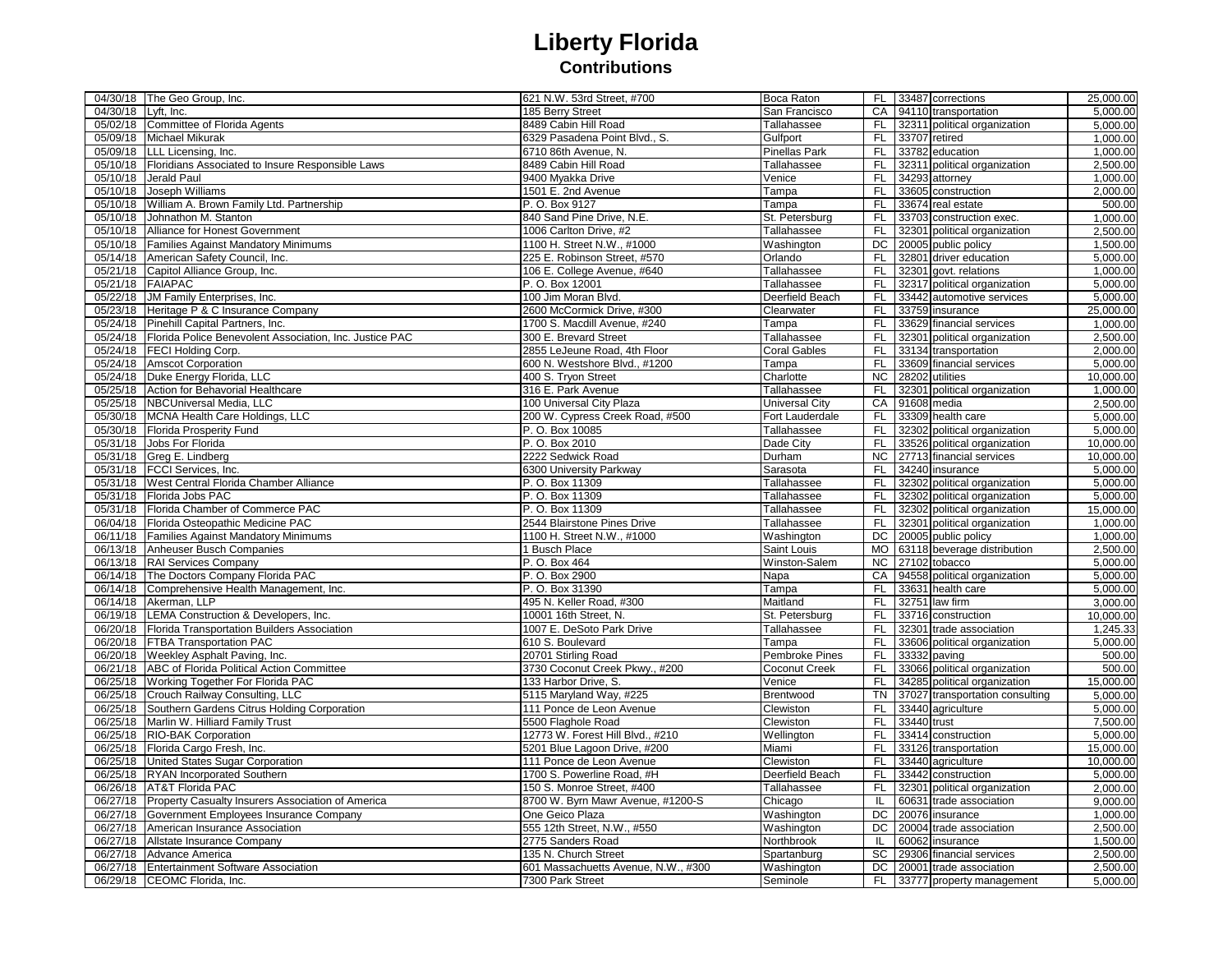# Liberty Florida

## Contributions

| | | | | | | | |
|---|---|---|---|---|---|---|---|
| 04/30/18 | The Geo Group, Inc. | 621 N.W. 53rd Street, #700 | Boca Raton | FL | 33487 | corrections | 25,000.00 |
| 04/30/18 | Lyft, Inc. | 185 Berry Street | San Francisco | CA | 94110 | transportation | 5,000.00 |
| 05/02/18 | Committee of Florida Agents | 8489 Cabin Hill Road | Tallahassee | FL | 32311 | political organization | 5,000.00 |
| 05/09/18 | Michael Mikurak | 6329 Pasadena Point Blvd., S. | Gulfport | FL | 33707 | retired | 1,000.00 |
| 05/09/18 | LLL Licensing, Inc. | 6710 86th Avenue, N. | Pinellas Park | FL | 33782 | education | 1,000.00 |
| 05/10/18 | Floridians Associated to Insure Responsible Laws | 8489 Cabin Hill Road | Tallahassee | FL | 32311 | political organization | 2,500.00 |
| 05/10/18 | Jerald Paul | 9400 Myakka Drive | Venice | FL | 34293 | attorney | 1,000.00 |
| 05/10/18 | Joseph Williams | 1501 E. 2nd Avenue | Tampa | FL | 33605 | construction | 2,000.00 |
| 05/10/18 | William A. Brown Family Ltd. Partnership | P. O. Box 9127 | Tampa | FL | 33674 | real estate | 500.00 |
| 05/10/18 | Johnathon M. Stanton | 840 Sand Pine Drive, N.E. | St. Petersburg | FL | 33703 | construction exec. | 1,000.00 |
| 05/10/18 | Alliance for Honest Government | 1006 Carlton Drive, #2 | Tallahassee | FL | 32301 | political organization | 2,500.00 |
| 05/10/18 | Families Against Mandatory Minimums | 1100 H. Street N.W., #1000 | Washington | DC | 20005 | public policy | 1,500.00 |
| 05/14/18 | American Safety Council, Inc. | 225 E. Robinson Street, #570 | Orlando | FL | 32801 | driver education | 5,000.00 |
| 05/21/18 | Capitol Alliance Group, Inc. | 106 E. College Avenue, #640 | Tallahassee | FL | 32301 | govt. relations | 1,000.00 |
| 05/21/18 | FAIAPAC | P. O. Box 12001 | Tallahassee | FL | 32317 | political organization | 5,000.00 |
| 05/22/18 | JM Family Enterprises, Inc. | 100 Jim Moran Blvd. | Deerfield Beach | FL | 33442 | automotive services | 5,000.00 |
| 05/23/18 | Heritage P & C Insurance Company | 2600 McCormick Drive, #300 | Clearwater | FL | 33759 | insurance | 25,000.00 |
| 05/24/18 | Pinehill Capital Partners, Inc. | 1700 S. Macdill Avenue, #240 | Tampa | FL | 33629 | financial services | 1,000.00 |
| 05/24/18 | Florida Police Benevolent Association, Inc. Justice PAC | 300 E. Brevard Street | Tallahassee | FL | 32301 | political organization | 2,500.00 |
| 05/24/18 | FECI Holding Corp. | 2855 LeJeune Road, 4th Floor | Coral Gables | FL | 33134 | transportation | 2,000.00 |
| 05/24/18 | Amscot Corporation | 600 N. Westshore Blvd., #1200 | Tampa | FL | 33609 | financial services | 5,000.00 |
| 05/24/18 | Duke Energy Florida, LLC | 400 S. Tryon Street | Charlotte | NC | 28202 | utilities | 10,000.00 |
| 05/25/18 | Action for Behavorial Healthcare | 316 E. Park Avenue | Tallahassee | FL | 32301 | political organization | 1,000.00 |
| 05/25/18 | NBCUniversal Media, LLC | 100 Universal City Plaza | Universal City | CA | 91608 | media | 2,500.00 |
| 05/30/18 | MCNA Health Care Holdings, LLC | 200 W. Cypress Creek Road, #500 | Fort Lauderdale | FL | 33309 | health care | 5,000.00 |
| 05/30/18 | Florida Prosperity Fund | P. O. Box 10085 | Tallahassee | FL | 32302 | political organization | 5,000.00 |
| 05/31/18 | Jobs For Florida | P. O. Box 2010 | Dade City | FL | 33526 | political organization | 10,000.00 |
| 05/31/18 | Greg E. Lindberg | 2222 Sedwick Road | Durham | NC | 27713 | financial services | 10,000.00 |
| 05/31/18 | FCCI Services, Inc. | 6300 University Parkway | Sarasota | FL | 34240 | insurance | 5,000.00 |
| 05/31/18 | West Central Florida Chamber Alliance | P. O. Box 11309 | Tallahassee | FL | 32302 | political organization | 5,000.00 |
| 05/31/18 | Florida Jobs PAC | P. O. Box 11309 | Tallahassee | FL | 32302 | political organization | 5,000.00 |
| 05/31/18 | Florida Chamber of Commerce PAC | P. O. Box 11309 | Tallahassee | FL | 32302 | political organization | 15,000.00 |
| 06/04/18 | Florida Osteopathic Medicine PAC | 2544 Blairstone Pines Drive | Tallahassee | FL | 32301 | political organization | 1,000.00 |
| 06/11/18 | Families Against Mandatory Minimums | 1100 H. Street N.W., #1000 | Washington | DC | 20005 | public policy | 1,000.00 |
| 06/13/18 | Anheuser Busch Companies | 1 Busch Place | Saint Louis | MO | 63118 | beverage distribution | 2,500.00 |
| 06/13/18 | RAI Services Company | P. O. Box 464 | Winston-Salem | NC | 27102 | tobacco | 5,000.00 |
| 06/14/18 | The Doctors Company Florida PAC | P. O. Box 2900 | Napa | CA | 94558 | political organization | 5,000.00 |
| 06/14/18 | Comprehensive Health Management, Inc. | P. O. Box 31390 | Tampa | FL | 33631 | health care | 5,000.00 |
| 06/14/18 | Akerman, LLP | 495 N. Keller Road, #300 | Maitland | FL | 32751 | law firm | 3,000.00 |
| 06/19/18 | LEMA Construction & Developers, Inc. | 10001 16th Street, N. | St. Petersburg | FL | 33716 | construction | 10,000.00 |
| 06/20/18 | Florida Transportation Builders Association | 1007 E. DeSoto Park Drive | Tallahassee | FL | 32301 | trade association | 1,245.33 |
| 06/20/18 | FTBA Transportation PAC | 610 S. Boulevard | Tampa | FL | 33606 | political organization | 5,000.00 |
| 06/20/18 | Weekley Asphalt Paving, Inc. | 20701 Stirling Road | Pembroke Pines | FL | 33332 | paving | 500.00 |
| 06/21/18 | ABC of Florida Political Action Committee | 3730 Coconut Creek Pkwy., #200 | Coconut Creek | FL | 33066 | political organization | 500.00 |
| 06/25/18 | Working Together For Florida PAC | 133 Harbor Drive, S. | Venice | FL | 34285 | political organization | 15,000.00 |
| 06/25/18 | Crouch Railway Consulting, LLC | 5115 Maryland Way, #225 | Brentwood | TN | 37027 | transportation consulting | 5,000.00 |
| 06/25/18 | Southern Gardens Citrus Holding Corporation | 111 Ponce de Leon Avenue | Clewiston | FL | 33440 | agriculture | 5,000.00 |
| 06/25/18 | Marlin W. Hilliard Family Trust | 5500 Flaghole Road | Clewiston | FL | 33440 | trust | 7,500.00 |
| 06/25/18 | RIO-BAK Corporation | 12773 W. Forest Hill Blvd., #210 | Wellington | FL | 33414 | construction | 5,000.00 |
| 06/25/18 | Florida Cargo Fresh, Inc. | 5201 Blue Lagoon Drive, #200 | Miami | FL | 33126 | transportation | 15,000.00 |
| 06/25/18 | United States Sugar Corporation | 111 Ponce de Leon Avenue | Clewiston | FL | 33440 | agriculture | 10,000.00 |
| 06/25/18 | RYAN Incorporated Southern | 1700 S. Powerline Road, #H | Deerfield Beach | FL | 33442 | construction | 5,000.00 |
| 06/26/18 | AT&T Florida PAC | 150 S. Monroe Street, #400 | Tallahassee | FL | 32301 | political organization | 2,000.00 |
| 06/27/18 | Property Casualty Insurers Association of America | 8700 W. Byrn Mawr Avenue, #1200-S | Chicago | IL | 60631 | trade association | 9,000.00 |
| 06/27/18 | Government Employees Insurance Company | One Geico Plaza | Washington | DC | 20076 | insurance | 1,000.00 |
| 06/27/18 | American Insurance Association | 555 12th Street, N.W., #550 | Washington | DC | 20004 | trade association | 2,500.00 |
| 06/27/18 | Allstate Insurance Company | 2775 Sanders Road | Northbrook | IL | 60062 | insurance | 1,500.00 |
| 06/27/18 | Advance America | 135 N. Church Street | Spartanburg | SC | 29306 | financial services | 2,500.00 |
| 06/27/18 | Entertainment Software Association | 601 Massachuetts Avenue, N.W., #300 | Washington | DC | 20001 | trade association | 2,500.00 |
| 06/29/18 | CEOMC Florida, Inc. | 7300 Park Street | Seminole | FL | 33777 | property management | 5,000.00 |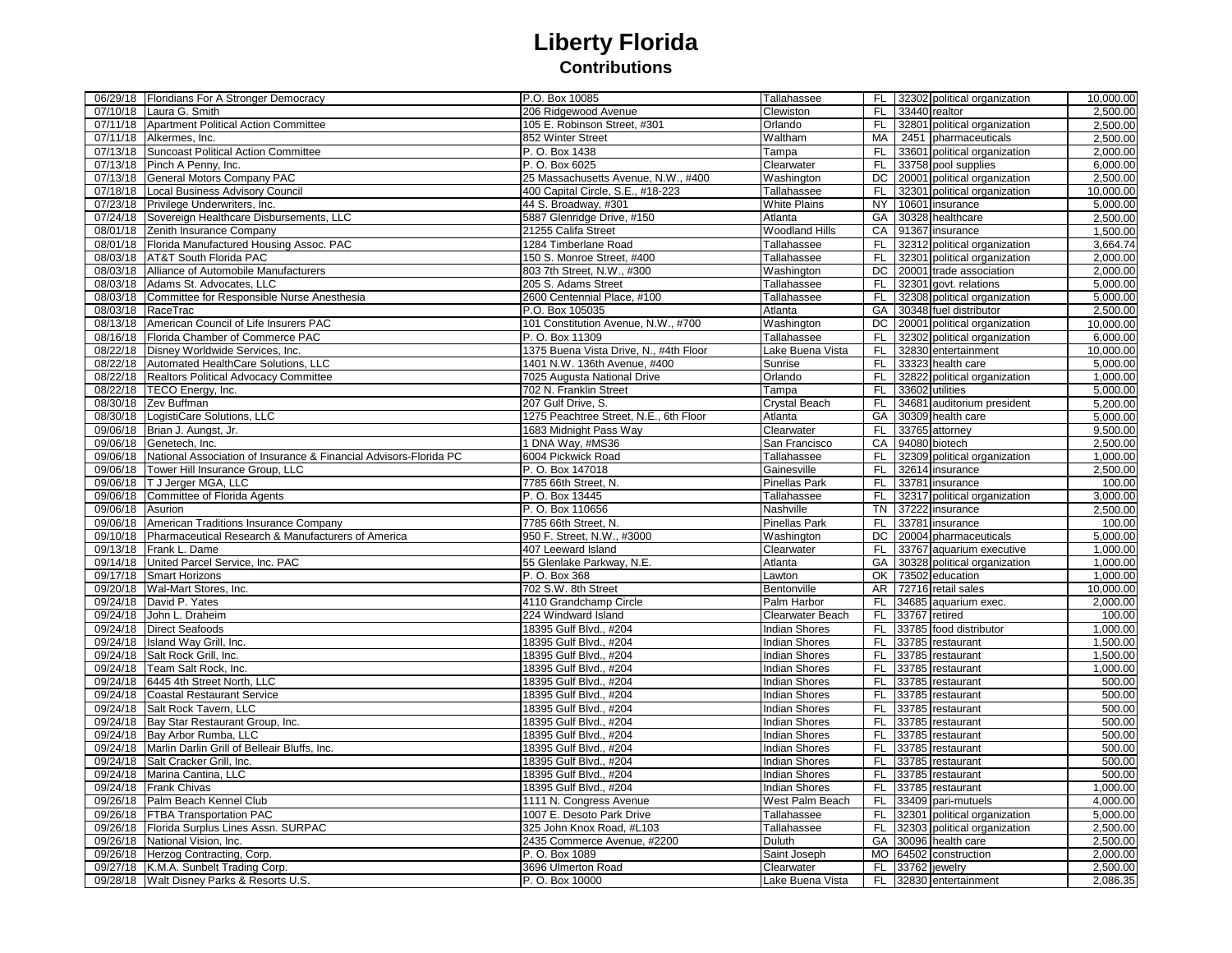# Liberty Florida

## Contributions

| | | | | | | | |
|---|---|---|---|---|---|---|---|
| 06/29/18 | Floridians For A Stronger Democracy | P.O. Box 10085 | Tallahassee | FL | 32302 | political organization | 10,000.00 |
| 07/10/18 | Laura G. Smith | 206 Ridgewood Avenue | Clewiston | FL | 33440 | realtor | 2,500.00 |
| 07/11/18 | Apartment Political Action Committee | 105 E. Robinson Street, #301 | Orlando | FL | 32801 | political organization | 2,500.00 |
| 07/11/18 | Alkermes, Inc. | 852 Winter Street | Waltham | MA | 2451 | pharmaceuticals | 2,500.00 |
| 07/13/18 | Suncoast Political Action Committee | P. O. Box 1438 | Tampa | FL | 33601 | political organization | 2,000.00 |
| 07/13/18 | Pinch A Penny, Inc. | P. O. Box 6025 | Clearwater | FL | 33758 | pool supplies | 6,000.00 |
| 07/13/18 | General Motors Company PAC | 25 Massachusetts Avenue, N.W., #400 | Washington | DC | 20001 | political organization | 2,500.00 |
| 07/18/18 | Local Business Advisory Council | 400 Capital Circle, S.E., #18-223 | Tallahassee | FL | 32301 | political organization | 10,000.00 |
| 07/23/18 | Privilege Underwriters, Inc. | 44 S. Broadway, #301 | White Plains | NY | 10601 | insurance | 5,000.00 |
| 07/24/18 | Sovereign Healthcare Disbursements, LLC | 5887 Glenridge Drive, #150 | Atlanta | GA | 30328 | healthcare | 2,500.00 |
| 08/01/18 | Zenith Insurance Company | 21255 Califa Street | Woodland Hills | CA | 91367 | insurance | 1,500.00 |
| 08/01/18 | Florida Manufactured Housing Assoc. PAC | 1284 Timberlane Road | Tallahassee | FL | 32312 | political organization | 3,664.74 |
| 08/03/18 | AT&T South Florida PAC | 150 S. Monroe Street, #400 | Tallahassee | FL | 32301 | political organization | 2,000.00 |
| 08/03/18 | Alliance of Automobile Manufacturers | 803 7th Street, N.W., #300 | Washington | DC | 20001 | trade association | 2,000.00 |
| 08/03/18 | Adams St. Advocates, LLC | 205 S. Adams Street | Tallahassee | FL | 32301 | govt. relations | 5,000.00 |
| 08/03/18 | Committee for Responsible Nurse Anesthesia | 2600 Centennial Place, #100 | Tallahassee | FL | 32308 | political organization | 5,000.00 |
| 08/03/18 | RaceTrac | P.O. Box 105035 | Atlanta | GA | 30348 | fuel distributor | 2,500.00 |
| 08/13/18 | American Council of Life Insurers PAC | 101 Constitution Avenue, N.W., #700 | Washington | DC | 20001 | political organization | 10,000.00 |
| 08/16/18 | Florida Chamber of Commerce PAC | P. O. Box 11309 | Tallahassee | FL | 32302 | political organization | 6,000.00 |
| 08/22/18 | Disney Worldwide Services, Inc. | 1375 Buena Vista Drive, N., #4th Floor | Lake Buena Vista | FL | 32830 | entertainment | 10,000.00 |
| 08/22/18 | Automated HealthCare Solutions, LLC | 1401 N.W. 136th Avenue, #400 | Sunrise | FL | 33323 | health care | 5,000.00 |
| 08/22/18 | Realtors Political Advocacy Committee | 7025 Augusta National Drive | Orlando | FL | 32822 | political organization | 1,000.00 |
| 08/22/18 | TECO Energy, Inc. | 702 N. Franklin Street | Tampa | FL | 33602 | utilities | 5,000.00 |
| 08/30/18 | Zev Buffman | 207 Gulf Drive, S. | Crystal Beach | FL | 34681 | auditorium president | 5,200.00 |
| 08/30/18 | LogistiCare Solutions, LLC | 1275 Peachtree Street, N.E., 6th Floor | Atlanta | GA | 30309 | health care | 5,000.00 |
| 09/06/18 | Brian J. Aungst, Jr. | 1683 Midnight Pass Way | Clearwater | FL | 33765 | attorney | 9,500.00 |
| 09/06/18 | Genetech, Inc. | 1 DNA Way, #MS36 | San Francisco | CA | 94080 | biotech | 2,500.00 |
| 09/06/18 | National Association of Insurance & Financial Advisors-Florida PC | 6004 Pickwick Road | Tallahassee | FL | 32309 | political organization | 1,000.00 |
| 09/06/18 | Tower Hill Insurance Group, LLC | P. O. Box 147018 | Gainesville | FL | 32614 | insurance | 2,500.00 |
| 09/06/18 | T J Jerger MGA, LLC | 7785 66th Street, N. | Pinellas Park | FL | 33781 | insurance | 100.00 |
| 09/06/18 | Committee of Florida Agents | P. O. Box 13445 | Tallahassee | FL | 32317 | political organization | 3,000.00 |
| 09/06/18 | Asurion | P. O. Box 110656 | Nashville | TN | 37222 | insurance | 2,500.00 |
| 09/06/18 | American Traditions Insurance Company | 7785 66th Street, N. | Pinellas Park | FL | 33781 | insurance | 100.00 |
| 09/10/18 | Pharmaceutical Research & Manufacturers of America | 950 F. Street, N.W., #3000 | Washington | DC | 20004 | pharmaceuticals | 5,000.00 |
| 09/13/18 | Frank L. Dame | 407 Leeward Island | Clearwater | FL | 33767 | aquarium executive | 1,000.00 |
| 09/14/18 | United Parcel Service, Inc. PAC | 55 Glenlake Parkway, N.E. | Atlanta | GA | 30328 | political organization | 1,000.00 |
| 09/17/18 | Smart Horizons | P. O. Box 368 | Lawton | OK | 73502 | education | 1,000.00 |
| 09/20/18 | Wal-Mart Stores, Inc. | 702 S.W. 8th Street | Bentonville | AR | 72716 | retail sales | 10,000.00 |
| 09/24/18 | David P. Yates | 4110 Grandchamp Circle | Palm Harbor | FL | 34685 | aquarium exec. | 2,000.00 |
| 09/24/18 | John L. Draheim | 224 Windward Island | Clearwater Beach | FL | 33767 | retired | 100.00 |
| 09/24/18 | Direct Seafoods | 18395 Gulf Blvd., #204 | Indian Shores | FL | 33785 | food distributor | 1,000.00 |
| 09/24/18 | Island Way Grill, Inc. | 18395 Gulf Blvd., #204 | Indian Shores | FL | 33785 | restaurant | 1,500.00 |
| 09/24/18 | Salt Rock Grill, Inc. | 18395 Gulf Blvd., #204 | Indian Shores | FL | 33785 | restaurant | 1,500.00 |
| 09/24/18 | Team Salt Rock, Inc. | 18395 Gulf Blvd., #204 | Indian Shores | FL | 33785 | restaurant | 1,000.00 |
| 09/24/18 | 6445 4th Street North, LLC | 18395 Gulf Blvd., #204 | Indian Shores | FL | 33785 | restaurant | 500.00 |
| 09/24/18 | Coastal Restaurant Service | 18395 Gulf Blvd., #204 | Indian Shores | FL | 33785 | restaurant | 500.00 |
| 09/24/18 | Salt Rock Tavern, LLC | 18395 Gulf Blvd., #204 | Indian Shores | FL | 33785 | restaurant | 500.00 |
| 09/24/18 | Bay Star Restaurant Group, Inc. | 18395 Gulf Blvd., #204 | Indian Shores | FL | 33785 | restaurant | 500.00 |
| 09/24/18 | Bay Arbor Rumba, LLC | 18395 Gulf Blvd., #204 | Indian Shores | FL | 33785 | restaurant | 500.00 |
| 09/24/18 | Marlin Darlin Grill of Belleair Bluffs, Inc. | 18395 Gulf Blvd., #204 | Indian Shores | FL | 33785 | restaurant | 500.00 |
| 09/24/18 | Salt Cracker Grill, Inc. | 18395 Gulf Blvd., #204 | Indian Shores | FL | 33785 | restaurant | 500.00 |
| 09/24/18 | Marina Cantina, LLC | 18395 Gulf Blvd., #204 | Indian Shores | FL | 33785 | restaurant | 500.00 |
| 09/24/18 | Frank Chivas | 18395 Gulf Blvd., #204 | Indian Shores | FL | 33785 | restaurant | 1,000.00 |
| 09/26/18 | Palm Beach Kennel Club | 1111 N. Congress Avenue | West Palm Beach | FL | 33409 | pari-mutuels | 4,000.00 |
| 09/26/18 | FTBA Transportation PAC | 1007 E. Desoto Park Drive | Tallahassee | FL | 32301 | political organization | 5,000.00 |
| 09/26/18 | Florida Surplus Lines Assn. SURPAC | 325 John Knox Road, #L103 | Tallahassee | FL | 32303 | political organization | 2,500.00 |
| 09/26/18 | National Vision, Inc. | 2435 Commerce Avenue, #2200 | Duluth | GA | 30096 | health care | 2,500.00 |
| 09/26/18 | Herzog Contracting, Corp. | P. O. Box 1089 | Saint Joseph | MO | 64502 | construction | 2,000.00 |
| 09/27/18 | K.M.A. Sunbelt Trading Corp. | 3696 Ulmerton Road | Clearwater | FL | 33762 | jewelry | 2,500.00 |
| 09/28/18 | Walt Disney Parks & Resorts U.S. | P. O. Box 10000 | Lake Buena Vista | FL | 32830 | entertainment | 2,086.35 |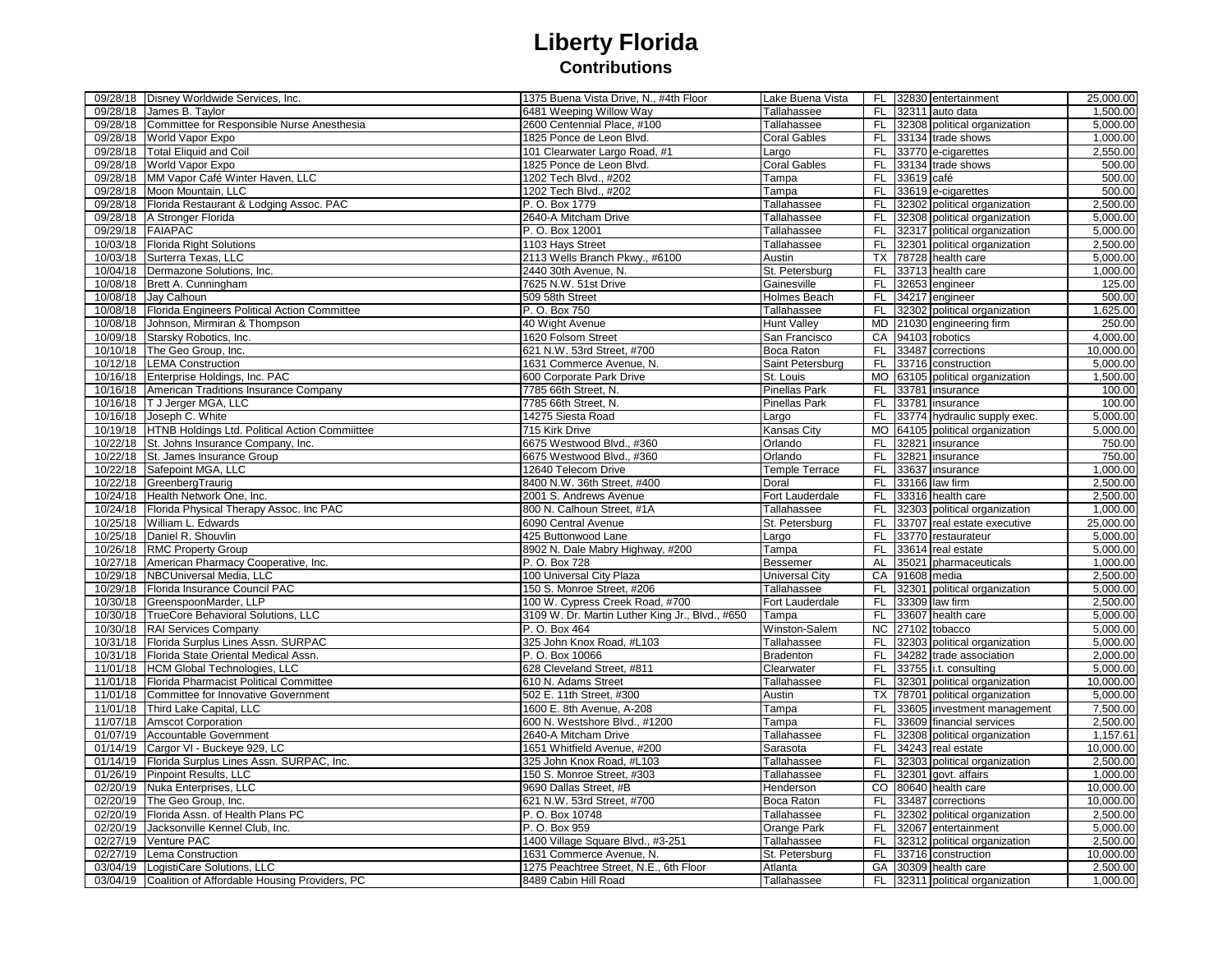# Liberty Florida

## Contributions

| | | | | | | | |
|---|---|---|---|---|---|---|---|
| 09/28/18 | Disney Worldwide Services, Inc. | 1375 Buena Vista Drive, N., #4th Floor | Lake Buena Vista | FL | 32830 | entertainment | 25,000.00 |
| 09/28/18 | James B. Taylor | 6481 Weeping Willow Way | Tallahassee | FL | 32311 | auto data | 1,500.00 |
| 09/28/18 | Committee for Responsible Nurse Anesthesia | 2600 Centennial Place, #100 | Tallahassee | FL | 32308 | political organization | 5,000.00 |
| 09/28/18 | World Vapor Expo | 1825 Ponce de Leon Blvd. | Coral Gables | FL | 33134 | trade shows | 1,000.00 |
| 09/28/18 | Total Eliquid and Coil | 101 Clearwater Largo Road, #1 | Largo | FL | 33770 | e-cigarettes | 2,550.00 |
| 09/28/18 | World Vapor Expo | 1825 Ponce de Leon Blvd. | Coral Gables | FL | 33134 | trade shows | 500.00 |
| 09/28/18 | MM Vapor Café Winter Haven, LLC | 1202 Tech Blvd., #202 | Tampa | FL | 33619 | café | 500.00 |
| 09/28/18 | Moon Mountain, LLC | 1202 Tech Blvd., #202 | Tampa | FL | 33619 | e-cigarettes | 500.00 |
| 09/28/18 | Florida Restaurant & Lodging Assoc. PAC | P. O. Box 1779 | Tallahassee | FL | 32302 | political organization | 2,500.00 |
| 09/28/18 | A Stronger Florida | 2640-A Mitcham Drive | Tallahassee | FL | 32308 | political organization | 5,000.00 |
| 09/29/18 | FAIAPAC | P. O. Box 12001 | Tallahassee | FL | 32317 | political organization | 5,000.00 |
| 10/03/18 | Florida Right Solutions | 1103 Hays Street | Tallahassee | FL | 32301 | political organization | 2,500.00 |
| 10/03/18 | Surterra Texas, LLC | 2113 Wells Branch Pkwy., #6100 | Austin | TX | 78728 | health care | 5,000.00 |
| 10/04/18 | Dermazone Solutions, Inc. | 2440 30th Avenue, N. | St. Petersburg | FL | 33713 | health care | 1,000.00 |
| 10/08/18 | Brett A. Cunningham | 7625 N.W. 51st Drive | Gainesville | FL | 32653 | engineer | 125.00 |
| 10/08/18 | Jay Calhoun | 509 58th Street | Holmes Beach | FL | 34217 | engineer | 500.00 |
| 10/08/18 | Florida Engineers Political Action Committee | P. O. Box 750 | Tallahassee | FL | 32302 | political organization | 1,625.00 |
| 10/08/18 | Johnson, Mirmiran & Thompson | 40 Wight Avenue | Hunt Valley | MD | 21030 | engineering firm | 250.00 |
| 10/09/18 | Starsky Robotics, Inc. | 1620 Folsom Street | San Francisco | CA | 94103 | robotics | 4,000.00 |
| 10/10/18 | The Geo Group, Inc. | 621 N.W. 53rd Street, #700 | Boca Raton | FL | 33487 | corrections | 10,000.00 |
| 10/12/18 | LEMA Construction | 1631 Commerce Avenue, N. | Saint Petersburg | FL | 33716 | construction | 5,000.00 |
| 10/16/18 | Enterprise Holdings, Inc. PAC | 600 Corporate Park Drive | St. Louis | MO | 63105 | political organization | 1,500.00 |
| 10/16/18 | American Traditions Insurance Company | 7785 66th Street, N. | Pinellas Park | FL | 33781 | insurance | 100.00 |
| 10/16/18 | T J Jerger MGA, LLC | 7785 66th Street, N. | Pinellas Park | FL | 33781 | insurance | 100.00 |
| 10/16/18 | Joseph C. White | 14275 Siesta Road | Largo | FL | 33774 | hydraulic supply exec. | 5,000.00 |
| 10/19/18 | HTNB Holdings Ltd. Political Action Commiittee | 715 Kirk Drive | Kansas City | MO | 64105 | political organization | 5,000.00 |
| 10/22/18 | St. Johns Insurance Company, Inc. | 6675 Westwood Blvd., #360 | Orlando | FL | 32821 | insurance | 750.00 |
| 10/22/18 | St. James Insurance Group | 6675 Westwood Blvd., #360 | Orlando | FL | 32821 | insurance | 750.00 |
| 10/22/18 | Safepoint MGA, LLC | 12640 Telecom Drive | Temple Terrace | FL | 33637 | insurance | 1,000.00 |
| 10/22/18 | GreenbergTraurig | 8400 N.W. 36th Street, #400 | Doral | FL | 33166 | law firm | 2,500.00 |
| 10/24/18 | Health Network One, Inc. | 2001 S. Andrews Avenue | Fort Lauderdale | FL | 33316 | health care | 2,500.00 |
| 10/24/18 | Florida Physical Therapy Assoc. Inc PAC | 800 N. Calhoun Street, #1A | Tallahassee | FL | 32303 | political organization | 1,000.00 |
| 10/25/18 | William L. Edwards | 6090 Central Avenue | St. Petersburg | FL | 33707 | real estate executive | 25,000.00 |
| 10/25/18 | Daniel R. Shouvlin | 425 Buttonwood Lane | Largo | FL | 33770 | restaurateur | 5,000.00 |
| 10/26/18 | RMC Property Group | 8902 N. Dale Mabry Highway, #200 | Tampa | FL | 33614 | real estate | 5,000.00 |
| 10/27/18 | American Pharmacy Cooperative, Inc. | P. O. Box 728 | Bessemer | AL | 35021 | pharmaceuticals | 1,000.00 |
| 10/29/18 | NBCUniversal Media, LLC | 100 Universal City Plaza | Universal City | CA | 91608 | media | 2,500.00 |
| 10/29/18 | Florida Insurance Council PAC | 150 S. Monroe Street, #206 | Tallahassee | FL | 32301 | political organization | 5,000.00 |
| 10/30/18 | GreenspoonMarder, LLP | 100 W. Cypress Creek Road, #700 | Fort Lauderdale | FL | 33309 | law firm | 2,500.00 |
| 10/30/18 | TrueCore Behavioral Solutions, LLC | 3109 W. Dr. Martin Luther King Jr., Blvd., #650 | Tampa | FL | 33607 | health care | 5,000.00 |
| 10/30/18 | RAI Services Company | P. O. Box 464 | Winston-Salem | NC | 27102 | tobacco | 5,000.00 |
| 10/31/18 | Florida Surplus Lines Assn. SURPAC | 325 John Knox Road, #L103 | Tallahassee | FL | 32303 | political organization | 5,000.00 |
| 10/31/18 | Florida State Oriental Medical Assn. | P. O. Box 10066 | Bradenton | FL | 34282 | trade association | 2,000.00 |
| 11/01/18 | HCM Global Technologies, LLC | 628 Cleveland Street, #811 | Clearwater | FL | 33755 | i.t. consulting | 5,000.00 |
| 11/01/18 | Florida Pharmacist Political Committee | 610 N. Adams Street | Tallahassee | FL | 32301 | political organization | 10,000.00 |
| 11/01/18 | Committee for Innovative Government | 502 E. 11th Street, #300 | Austin | TX | 78701 | political organization | 5,000.00 |
| 11/01/18 | Third Lake Capital, LLC | 1600 E. 8th Avenue, A-208 | Tampa | FL | 33605 | investment management | 7,500.00 |
| 11/07/18 | Amscot Corporation | 600 N. Westshore Blvd., #1200 | Tampa | FL | 33609 | financial services | 2,500.00 |
| 01/07/19 | Accountable Government | 2640-A Mitcham Drive | Tallahassee | FL | 32308 | political organization | 1,157.61 |
| 01/14/19 | Cargor VI - Buckeye 929, LC | 1651 Whitfield Avenue, #200 | Sarasota | FL | 34243 | real estate | 10,000.00 |
| 01/14/19 | Florida Surplus Lines Assn. SURPAC, Inc. | 325 John Knox Road, #L103 | Tallahassee | FL | 32303 | political organization | 2,500.00 |
| 01/26/19 | Pinpoint Results, LLC | 150 S. Monroe Street, #303 | Tallahassee | FL | 32301 | govt. affairs | 1,000.00 |
| 02/20/19 | Nuka Enterprises, LLC | 9690 Dallas Street, #B | Henderson | CO | 80640 | health care | 10,000.00 |
| 02/20/19 | The Geo Group, Inc. | 621 N.W. 53rd Street, #700 | Boca Raton | FL | 33487 | corrections | 10,000.00 |
| 02/20/19 | Florida Assn. of Health Plans PC | P. O. Box 10748 | Tallahassee | FL | 32302 | political organization | 2,500.00 |
| 02/20/19 | Jacksonville Kennel Club, Inc. | P. O. Box 959 | Orange Park | FL | 32067 | entertainment | 5,000.00 |
| 02/27/19 | Venture PAC | 1400 Village Square Blvd., #3-251 | Tallahassee | FL | 32312 | political organization | 2,500.00 |
| 02/27/19 | Lema Construction | 1631 Commerce Avenue, N. | St. Petersburg | FL | 33716 | construction | 10,000.00 |
| 03/04/19 | LogistiCare Solutions, LLC | 1275 Peachtree Street, N.E., 6th Floor | Atlanta | GA | 30309 | health care | 2,500.00 |
| 03/04/19 | Coalition of Affordable Housing Providers, PC | 8489 Cabin Hill Road | Tallahassee | FL | 32311 | political organization | 1,000.00 |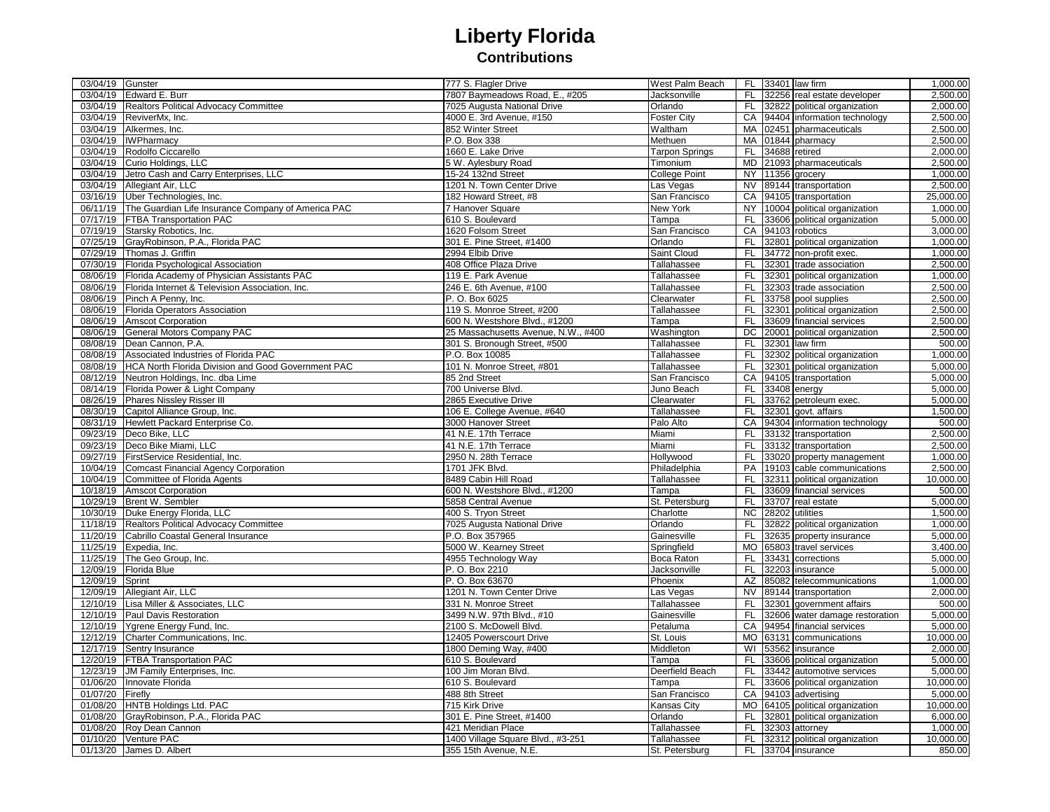# Liberty Florida

## Contributions

| | | | | | | | |
|---|---|---|---|---|---|---|---|
| 03/04/19 | Gunster | 777 S. Flagler Drive | West Palm Beach | FL | 33401 | law firm | 1,000.00 |
| 03/04/19 | Edward E. Burr | 7807 Baymeadows Road, E., #205 | Jacksonville | FL | 32256 | real estate developer | 2,500.00 |
| 03/04/19 | Realtors Political Advocacy Committee | 7025 Augusta National Drive | Orlando | FL | 32822 | political organization | 2,000.00 |
| 03/04/19 | ReviverMx, Inc. | 4000 E. 3rd Avenue, #150 | Foster City | CA | 94404 | information technology | 2,500.00 |
| 03/04/19 | Alkermes, Inc. | 852 Winter Street | Waltham | MA | 02451 | pharmaceuticals | 2,500.00 |
| 03/04/19 | IWPharmacy | P.O. Box 338 | Methuen | MA | 01844 | pharmacy | 2,500.00 |
| 03/04/19 | Rodolfo Ciccarello | 1660 E. Lake Drive | Tarpon Springs | FL | 34688 | retired | 2,000.00 |
| 03/04/19 | Curio Holdings, LLC | 5 W. Aylesbury Road | Timonium | MD | 21093 | pharmaceuticals | 2,500.00 |
| 03/04/19 | Jetro Cash and Carry Enterprises, LLC | 15-24 132nd Street | College Point | NY | 11356 | grocery | 1,000.00 |
| 03/04/19 | Allegiant Air, LLC | 1201 N. Town Center Drive | Las Vegas | NV | 89144 | transportation | 2,500.00 |
| 03/16/19 | Uber Technologies, Inc. | 182 Howard Street, #8 | San Francisco | CA | 94105 | transportation | 25,000.00 |
| 06/11/19 | The Guardian Life Insurance Company of America PAC | 7 Hanover Square | New York | NY | 10004 | political organization | 1,000.00 |
| 07/17/19 | FTBA Transportation PAC | 610 S. Boulevard | Tampa | FL | 33606 | political organization | 5,000.00 |
| 07/19/19 | Starsky Robotics, Inc. | 1620 Folsom Street | San Francisco | CA | 94103 | robotics | 3,000.00 |
| 07/25/19 | GrayRobinson, P.A., Florida PAC | 301 E. Pine Street, #1400 | Orlando | FL | 32801 | political organization | 1,000.00 |
| 07/29/19 | Thomas J. Griffin | 2994 Elbib Drive | Saint Cloud | FL | 34772 | non-profit exec. | 1,000.00 |
| 07/30/19 | Florida Psychological Association | 408 Office Plaza Drive | Tallahassee | FL | 32301 | trade association | 2,500.00 |
| 08/06/19 | Florida Academy of Physician Assistants PAC | 119 E. Park Avenue | Tallahassee | FL | 32301 | political organization | 1,000.00 |
| 08/06/19 | Florida Internet & Television Association, Inc. | 246 E. 6th Avenue, #100 | Tallahassee | FL | 32303 | trade association | 2,500.00 |
| 08/06/19 | Pinch A Penny, Inc. | P. O. Box 6025 | Clearwater | FL | 33758 | pool supplies | 2,500.00 |
| 08/06/19 | Florida Operators Association | 119 S. Monroe Street, #200 | Tallahassee | FL | 32301 | political organization | 2,500.00 |
| 08/06/19 | Amscot Corporation | 600 N. Westshore Blvd., #1200 | Tampa | FL | 33609 | financial services | 2,500.00 |
| 08/06/19 | General Motors Company PAC | 25 Massachusetts Avenue, N.W., #400 | Washington | DC | 20001 | political organization | 2,500.00 |
| 08/08/19 | Dean Cannon, P.A. | 301 S. Bronough Street, #500 | Tallahassee | FL | 32301 | law firm | 500.00 |
| 08/08/19 | Associated Industries of Florida PAC | P.O. Box 10085 | Tallahassee | FL | 32302 | political organization | 1,000.00 |
| 08/08/19 | HCA North Florida Division and Good Government PAC | 101 N. Monroe Street, #801 | Tallahassee | FL | 32301 | political organization | 5,000.00 |
| 08/12/19 | Neutron Holdings, Inc. dba Lime | 85 2nd Street | San Francisco | CA | 94105 | transportation | 5,000.00 |
| 08/14/19 | Florida Power & Light Company | 700 Universe Blvd. | Juno Beach | FL | 33408 | energy | 5,000.00 |
| 08/26/19 | Phares Nissley Risser III | 2865 Executive Drive | Clearwater | FL | 33762 | petroleum exec. | 5,000.00 |
| 08/30/19 | Capitol Alliance Group, Inc. | 106 E. College Avenue, #640 | Tallahassee | FL | 32301 | govt. affairs | 1,500.00 |
| 08/31/19 | Hewlett Packard Enterprise Co. | 3000 Hanover Street | Palo Alto | CA | 94304 | information technology | 500.00 |
| 09/23/19 | Deco Bike, LLC | 41 N.E. 17th Terrace | Miami | FL | 33132 | transportation | 2,500.00 |
| 09/23/19 | Deco Bike Miami, LLC | 41 N.E. 17th Terrace | Miami | FL | 33132 | transportation | 2,500.00 |
| 09/27/19 | FirstService Residential, Inc. | 2950 N. 28th Terrace | Hollywood | FL | 33020 | property management | 1,000.00 |
| 10/04/19 | Comcast Financial Agency Corporation | 1701 JFK Blvd. | Philadelphia | PA | 19103 | cable communications | 2,500.00 |
| 10/04/19 | Committee of Florida Agents | 8489 Cabin Hill Road | Tallahassee | FL | 32311 | political organization | 10,000.00 |
| 10/18/19 | Amscot Corporation | 600 N. Westshore Blvd., #1200 | Tampa | FL | 33609 | financial services | 500.00 |
| 10/29/19 | Brent W. Sembler | 5858 Central Avenue | St. Petersburg | FL | 33707 | real estate | 5,000.00 |
| 10/30/19 | Duke Energy Florida, LLC | 400 S. Tryon Street | Charlotte | NC | 28202 | utilities | 1,500.00 |
| 11/18/19 | Realtors Political Advocacy Committee | 7025 Augusta National Drive | Orlando | FL | 32822 | political organization | 1,000.00 |
| 11/20/19 | Cabrillo Coastal General Insurance | P.O. Box 357965 | Gainesville | FL | 32635 | property insurance | 5,000.00 |
| 11/25/19 | Expedia, Inc. | 5000 W. Kearney Street | Springfield | MO | 65803 | travel services | 3,400.00 |
| 11/25/19 | The Geo Group, Inc. | 4955 Technology Way | Boca Raton | FL | 33431 | corrections | 5,000.00 |
| 12/09/19 | Florida Blue | P. O. Box 2210 | Jacksonville | FL | 32203 | insurance | 5,000.00 |
| 12/09/19 | Sprint | P. O. Box 63670 | Phoenix | AZ | 85082 | telecommunications | 1,000.00 |
| 12/09/19 | Allegiant Air, LLC | 1201 N. Town Center Drive | Las Vegas | NV | 89144 | transportation | 2,000.00 |
| 12/10/19 | Lisa Miller & Associates, LLC | 331 N. Monroe Street | Tallahassee | FL | 32301 | government affairs | 500.00 |
| 12/10/19 | Paul Davis Restoration | 3499 N.W. 97th Blvd., #10 | Gainesville | FL | 32606 | water damage restoration | 5,000.00 |
| 12/10/19 | Ygrene Energy Fund, Inc. | 2100 S. McDowell Blvd. | Petaluma | CA | 94954 | financial services | 5,000.00 |
| 12/12/19 | Charter Communications, Inc. | 12405 Powerscourt Drive | St. Louis | MO | 63131 | communications | 10,000.00 |
| 12/17/19 | Sentry Insurance | 1800 Deming Way, #400 | Middleton | WI | 53562 | insurance | 2,000.00 |
| 12/20/19 | FTBA Transportation PAC | 610 S. Boulevard | Tampa | FL | 33606 | political organization | 5,000.00 |
| 12/23/19 | JM Family Enterprises, Inc. | 100 Jim Moran Blvd. | Deerfield Beach | FL | 33442 | automotive services | 5,000.00 |
| 01/06/20 | Innovate Florida | 610 S. Boulevard | Tampa | FL | 33606 | political organization | 10,000.00 |
| 01/07/20 | Firefly | 488 8th Street | San Francisco | CA | 94103 | advertising | 5,000.00 |
| 01/08/20 | HNTB Holdings Ltd. PAC | 715 Kirk Drive | Kansas City | MO | 64105 | political organization | 10,000.00 |
| 01/08/20 | GrayRobinson, P.A., Florida PAC | 301 E. Pine Street, #1400 | Orlando | FL | 32801 | political organization | 6,000.00 |
| 01/08/20 | Roy Dean Cannon | 421 Meridian Place | Tallahassee | FL | 32303 | attorney | 1,000.00 |
| 01/10/20 | Venture PAC | 1400 Village Square Blvd., #3-251 | Tallahassee | FL | 32312 | political organization | 10,000.00 |
| 01/13/20 | James D. Albert | 355 15th Avenue, N.E. | St. Petersburg | FL | 33704 | insurance | 850.00 |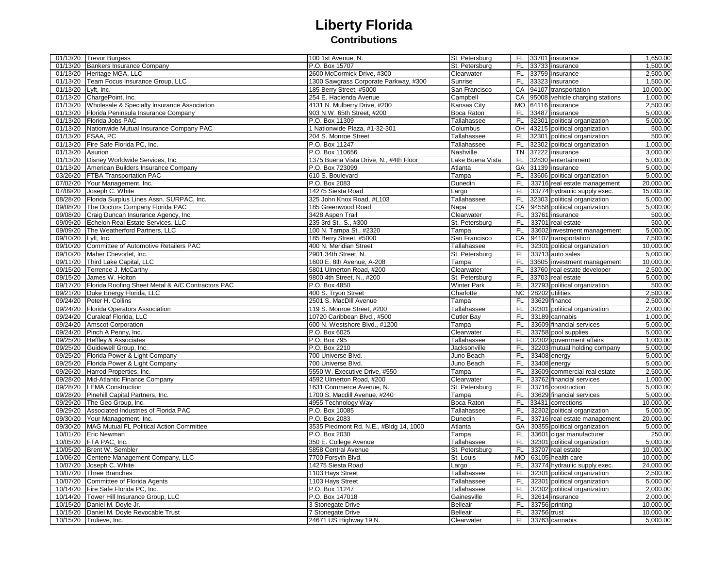# Liberty Florida

## Contributions

| | | | | | | | |
|---|---|---|---|---|---|---|---|
| 01/13/20 | Trevor Burgess | 100 1st Avenue, N. | St. Petersburg | FL | 33701 | insurance | 1,650.00 |
| 01/13/20 | Bankers Insurance Company | P.O. Box 15707 | St. Petersburg | FL | 33733 | insurance | 1,500.00 |
| 01/13/20 | Heritage MGA, LLC | 2600 McCormick Drive, #300 | Clearwater | FL | 33759 | insurance | 2,500.00 |
| 01/13/20 | Team Focus Insurance Group, LLC | 1300 Sawgrass Corporate Parkway, #300 | Sunrise | FL | 33323 | insurance | 1,500.00 |
| 01/13/20 | Lyft, Inc. | 185 Berry Street, #5000 | San Francisco | CA | 94107 | transportation | 10,000.00 |
| 01/13/20 | ChargePoint, Inc. | 254 E. Hacienda Avenue | Campbell | CA | 95008 | vehicle charging stations | 1,000.00 |
| 01/13/20 | Wholesale & Specialty Insurance Association | 4131 N. Mulberry Drive, #200 | Kansas City | MO | 64116 | insurance | 2,500.00 |
| 01/13/20 | Florida Peninsula Insurance Company | 903 N.W. 65th Street, #200 | Boca Raton | FL | 33487 | insurance | 5,000.00 |
| 01/13/20 | Florida Jobs PAC | P.O. Box 11309 | Tallahassee | FL | 32301 | political organization | 5,000.00 |
| 01/13/20 | Nationwide Mutual Insurance Company PAC | 1 Nationwide Plaza, #1-32-301 | Columbus | OH | 43215 | political organization | 500.00 |
| 01/13/20 | FSAA, PC | 204 S. Monroe Street | Tallahassee | FL | 32301 | political organization | 500.00 |
| 01/13/20 | Fire Safe Florida PC, Inc. | P.O. Box 11247 | Tallahassee | FL | 32302 | political organization | 1,000.00 |
| 01/13/20 | Asurion | P.O. Box 110656 | Nashville | TN | 37222 | insurance | 3,000.00 |
| 01/13/20 | Disney Worldwide Services, Inc. | 1375 Buena Vista Drive, N., #4th Floor | Lake Buena Vista | FL | 32830 | entertainment | 5,000.00 |
| 01/13/20 | American Builders Insurance Company | P.O. Box 723099 | Atlanta | GA | 31139 | insurance | 5,000.00 |
| 03/26/20 | FTBA Transportation PAC | 610 S. Boulevard | Tampa | FL | 33606 | political organization | 5,000.00 |
| 07/02/20 | Your Management, Inc. | P.O. Box 2083 | Dunedin | FL | 33716 | real estate management | 20,000.00 |
| 07/09/20 | Joseph C. White | 14275 Siesta Road | Largo | FL | 33774 | hydraulic supply exec. | 15,000.00 |
| 08/28/20 | Florida Surplus Lines Assn. SURPAC, Inc. | 325 John Knox Road, #L103 | Tallahassee | FL | 32303 | political organization | 5,000.00 |
| 09/08/20 | The Doctors Company Florida PAC | 185 Greenwood Road | Napa | CA | 94558 | political organization | 5,000.00 |
| 09/08/20 | Craig Duncan Insurance Agency, Inc. | 3428 Aspen Trail | Clearwater | FL | 33761 | insurance | 500.00 |
| 09/09/20 | Echelon Real Estate Services, LLC | 235 3rd St., S., #300 | St. Petersburg | FL | 33701 | real estate | 500.00 |
| 09/09/20 | The Weatherford Partners, LLC | 100 N. Tampa St., #2320 | Tampa | FL | 33602 | investment management | 5,000.00 |
| 09/10/20 | Lyft, Inc. | 185 Berry Street, #5000 | San Francisco | CA | 94107 | transportation | 7,500.00 |
| 09/10/20 | Committee of Automotive Retailers PAC | 400 N. Meridian Street | Tallahassee | FL | 32301 | political organization | 10,000.00 |
| 09/10/20 | Maher Chevorlet, Inc. | 2901 34th Street, N. | St. Petersburg | FL | 33713 | auto sales | 5,000.00 |
| 09/11/20 | Third Lake Capital, LLC | 1600 E. 8th Avenue, A-208 | Tampa | FL | 33605 | investment management | 10,000.00 |
| 09/15/20 | Terrence J. McCarthy | 5801 Ulmerton Road, #200 | Clearwater | FL | 33760 | real estate developer | 2,500.00 |
| 09/15/20 | James W. Holton | 9800 4th Street, N., #200 | St. Petersburg | FL | 33703 | real estate | 5,000.00 |
| 09/17/20 | Florida Roofing Sheet Metal & A/C Contractors PAC | P.O. Box 4850 | Winter Park | FL | 32793 | political organization | 500.00 |
| 09/21/20 | Duke Energy Florida, LLC | 400 S. Tryon Street | Charlotte | NC | 28202 | utilities | 2,500.00 |
| 09/24/20 | Peter H. Collins | 2501 S. MacDill Avenue | Tampa | FL | 33629 | finance | 2,500.00 |
| 09/24/20 | Florida Operators Association | 119 S. Monroe Street, #200 | Tallahassee | FL | 32301 | political organization | 2,000.00 |
| 09/24/20 | Curaleaf Florida, LLC | 10720 Caribbean Blvd., #500 | Cutler Bay | FL | 33189 | cannabis | 1,000.00 |
| 09/24/20 | Amscot Corporation | 600 N. Westshore Blvd., #1200 | Tampa | FL | 33609 | financial services | 5,000.00 |
| 09/24/20 | Pinch A Penny, Inc. | P.O. Box 6025 | Clearwater | FL | 33758 | pool supplies | 5,000.00 |
| 09/24/20 | Heffley & Associates | P.O. Box 795 | Tallahassee | FL | 32302 | government affairs | 1,000.00 |
| 09/25/20 | Guidewell Group, Inc. | P.O. Box 2210 | Jacksonville | FL | 32203 | mutual holding company | 5,000.00 |
| 09/25/20 | Florida Power & Light Company | 700 Universe Blvd. | Juno Beach | FL | 33408 | energy | 5,000.00 |
| 09/25/20 | Florida Power & Light Company | 700 Universe Blvd. | Juno Beach | FL | 33408 | energy | 5,000.00 |
| 09/26/20 | Harrod Properties, Inc. | 5550 W. Executive Drive, #550 | Tampa | FL | 33609 | commercial real estate | 2,500.00 |
| 09/28/20 | Mid-Atlantic Finance Company | 4592 Ulmerton Road, #200 | Clearwater | FL | 33762 | financial services | 1,000.00 |
| 09/28/20 | LEMA Construction | 1631 Commerce Avenue, N. | St. Petersburg | FL | 33716 | construction | 5,000.00 |
| 09/28/20 | Pinehill Capital Partners, Inc. | 1700 S. Macdill Avenue, #240 | Tampa | FL | 33629 | financial services | 5,000.00 |
| 09/29/20 | The Geo Group, Inc. | 4955 Technology Way | Boca Raton | FL | 33431 | corrections | 10,000.00 |
| 09/29/20 | Associated Industries of Florida PAC | P.O. Box 10085 | Tallahassee | FL | 32302 | political organization | 5,000.00 |
| 09/30/20 | Your Management, Inc. | P.O. Box 2083 | Dunedin | FL | 33716 | real estate management | 20,000.00 |
| 09/30/20 | MAG Mutual FL Political Action Committee | 3535 Piedmont Rd. N.E., #Bldg 14, 1000 | Atlanta | GA | 30355 | political organization | 5,000.00 |
| 10/01/20 | Eric Newman | P.O. Box 2030 | Tampa | FL | 33601 | cigar manufacturer | 250.00 |
| 10/05/20 | FTA PAC, Inc. | 350 E. College Avenue | Tallahassee | FL | 32301 | political organization | 5,000.00 |
| 10/05/20 | Brent W. Sembler | 5858 Central Avenue | St. Petersburg | FL | 33707 | real estate | 10,000.00 |
| 10/06/20 | Centene Management Company, LLC | 7700 Forsyth Blvd. | St. Louis | MO | 63105 | health care | 10,000.00 |
| 10/07/20 | Joseph C. White | 14275 Siesta Road | Largo | FL | 33774 | hydraulic supply exec. | 24,000.00 |
| 10/07/20 | Three Branches | 1103 Hays Street | Tallahassee | FL | 32301 | political organization | 2,500.00 |
| 10/07/20 | Committee of Florida Agents | 1103 Hays Street | Tallahassee | FL | 32301 | political organization | 5,000.00 |
| 10/14/20 | Fire Safe Florida PC, Inc. | P.O. Box 11247 | Tallahassee | FL | 32302 | political organization | 2,000.00 |
| 10/14/20 | Tower Hill Insurance Group, LLC | P.O. Box 147018 | Gainesville | FL | 32614 | insurance | 2,000.00 |
| 10/15/20 | Daniel M. Doyle Jr. | 3 Stonegate Drive | Belleair | FL | 33756 | printing | 10,000.00 |
| 10/15/20 | Daniel M. Doyle Revocable Trust | 7 Stonegate Drive | Belleair | FL | 33756 | trust | 10,000.00 |
| 10/15/20 | Trulieve, Inc. | 24671 US Highway 19 N. | Clearwater | FL | 33763 | cannabis | 5,000.00 |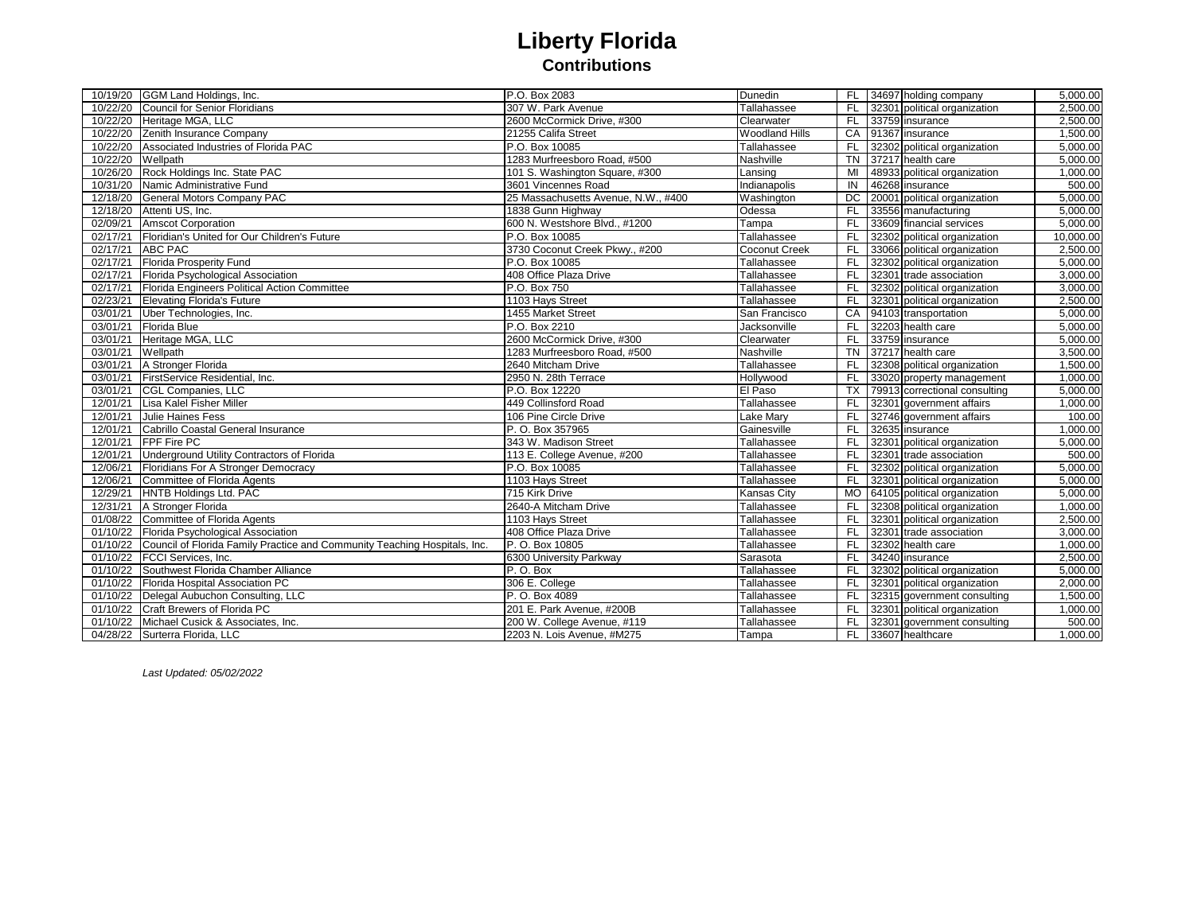# Liberty Florida

## Contributions

| | | | | | | | |
|---|---|---|---|---|---|---|---|
| 10/19/20 | GGM Land Holdings, Inc. | P.O. Box 2083 | Dunedin | FL | 34697 | holding company | 5,000.00 |
| 10/22/20 | Council for Senior Floridians | 307 W. Park Avenue | Tallahassee | FL | 32301 | political organization | 2,500.00 |
| 10/22/20 | Heritage MGA, LLC | 2600 McCormick Drive, #300 | Clearwater | FL | 33759 | insurance | 2,500.00 |
| 10/22/20 | Zenith Insurance Company | 21255 Califa Street | Woodland Hills | CA | 91367 | insurance | 1,500.00 |
| 10/22/20 | Associated Industries of Florida PAC | P.O. Box 10085 | Tallahassee | FL | 32302 | political organization | 5,000.00 |
| 10/22/20 | Wellpath | 1283 Murfreesboro Road, #500 | Nashville | TN | 37217 | health care | 5,000.00 |
| 10/26/20 | Rock Holdings Inc. State PAC | 101 S. Washington Square, #300 | Lansing | MI | 48933 | political organization | 1,000.00 |
| 10/31/20 | Namic Administrative Fund | 3601 Vincennes Road | Indianapolis | IN | 46268 | insurance | 500.00 |
| 12/18/20 | General Motors Company PAC | 25 Massachusetts Avenue, N.W., #400 | Washington | DC | 20001 | political organization | 5,000.00 |
| 12/18/20 | Attenti US, Inc. | 1838 Gunn Highway | Odessa | FL | 33556 | manufacturing | 5,000.00 |
| 02/09/21 | Amscot Corporation | 600 N. Westshore Blvd., #1200 | Tampa | FL | 33609 | financial services | 5,000.00 |
| 02/17/21 | Floridian's United for Our Children's Future | P.O. Box 10085 | Tallahassee | FL | 32302 | political organization | 10,000.00 |
| 02/17/21 | ABC PAC | 3730 Coconut Creek Pkwy., #200 | Coconut Creek | FL | 33066 | political organization | 2,500.00 |
| 02/17/21 | Florida Prosperity Fund | P.O. Box 10085 | Tallahassee | FL | 32302 | political organization | 5,000.00 |
| 02/17/21 | Florida Psychological Association | 408 Office Plaza Drive | Tallahassee | FL | 32301 | trade association | 3,000.00 |
| 02/17/21 | Florida Engineers Political Action Committee | P.O. Box 750 | Tallahassee | FL | 32302 | political organization | 3,000.00 |
| 02/23/21 | Elevating Florida's Future | 1103 Hays Street | Tallahassee | FL | 32301 | political organization | 2,500.00 |
| 03/01/21 | Uber Technologies, Inc. | 1455 Market Street | San Francisco | CA | 94103 | transportation | 5,000.00 |
| 03/01/21 | Florida Blue | P.O. Box 2210 | Jacksonville | FL | 32203 | health care | 5,000.00 |
| 03/01/21 | Heritage MGA, LLC | 2600 McCormick Drive, #300 | Clearwater | FL | 33759 | insurance | 5,000.00 |
| 03/01/21 | Wellpath | 1283 Murfreesboro Road, #500 | Nashville | TN | 37217 | health care | 3,500.00 |
| 03/01/21 | A Stronger Florida | 2640 Mitcham Drive | Tallahassee | FL | 32308 | political organization | 1,500.00 |
| 03/01/21 | FirstService Residential, Inc. | 2950 N. 28th Terrace | Hollywood | FL | 33020 | property management | 1,000.00 |
| 03/01/21 | CGL Companies, LLC | P.O. Box 12220 | El Paso | TX | 79913 | correctional consulting | 5,000.00 |
| 12/01/21 | Lisa Kalel Fisher Miller | 449 Collinsford Road | Tallahassee | FL | 32301 | government affairs | 1,000.00 |
| 12/01/21 | Julie Haines Fess | 106 Pine Circle Drive | Lake Mary | FL | 32746 | government affairs | 100.00 |
| 12/01/21 | Cabrillo Coastal General Insurance | P. O. Box 357965 | Gainesville | FL | 32635 | insurance | 1,000.00 |
| 12/01/21 | FPF Fire PC | 343 W. Madison Street | Tallahassee | FL | 32301 | political organization | 5,000.00 |
| 12/01/21 | Underground Utility Contractors of Florida | 113 E. College Avenue, #200 | Tallahassee | FL | 32301 | trade association | 500.00 |
| 12/06/21 | Floridians For A Stronger Democracy | P.O. Box 10085 | Tallahassee | FL | 32302 | political organization | 5,000.00 |
| 12/06/21 | Committee of Florida Agents | 1103 Hays Street | Tallahassee | FL | 32301 | political organization | 5,000.00 |
| 12/29/21 | HNTB Holdings Ltd. PAC | 715 Kirk Drive | Kansas City | MO | 64105 | political organization | 5,000.00 |
| 12/31/21 | A Stronger Florida | 2640-A Mitcham Drive | Tallahassee | FL | 32308 | political organization | 1,000.00 |
| 01/08/22 | Committee of Florida Agents | 1103 Hays Street | Tallahassee | FL | 32301 | political organization | 2,500.00 |
| 01/10/22 | Florida Psychological Association | 408 Office Plaza Drive | Tallahassee | FL | 32301 | trade association | 3,000.00 |
| 01/10/22 | Council of Florida Family Practice and Community Teaching Hospitals, Inc. | P. O. Box 10805 | Tallahassee | FL | 32302 | health care | 1,000.00 |
| 01/10/22 | FCCI Services, Inc. | 6300 University Parkway | Sarasota | FL | 34240 | insurance | 2,500.00 |
| 01/10/22 | Southwest Florida Chamber Alliance | P. O. Box | Tallahassee | FL | 32302 | political organization | 5,000.00 |
| 01/10/22 | Florida Hospital Association PC | 306 E. College | Tallahassee | FL | 32301 | political organization | 2,000.00 |
| 01/10/22 | Delegal Aubuchon Consulting, LLC | P. O. Box 4089 | Tallahassee | FL | 32315 | government consulting | 1,500.00 |
| 01/10/22 | Craft Brewers of Florida PC | 201 E. Park Avenue, #200B | Tallahassee | FL | 32301 | political organization | 1,000.00 |
| 01/10/22 | Michael Cusick & Associates, Inc. | 200 W. College Avenue, #119 | Tallahassee | FL | 32301 | government consulting | 500.00 |
| 04/28/22 | Surterra Florida, LLC | 2203 N. Lois Avenue, #M275 | Tampa | FL | 33607 | healthcare | 1,000.00 |

*Last Updated: 05/02/2022*